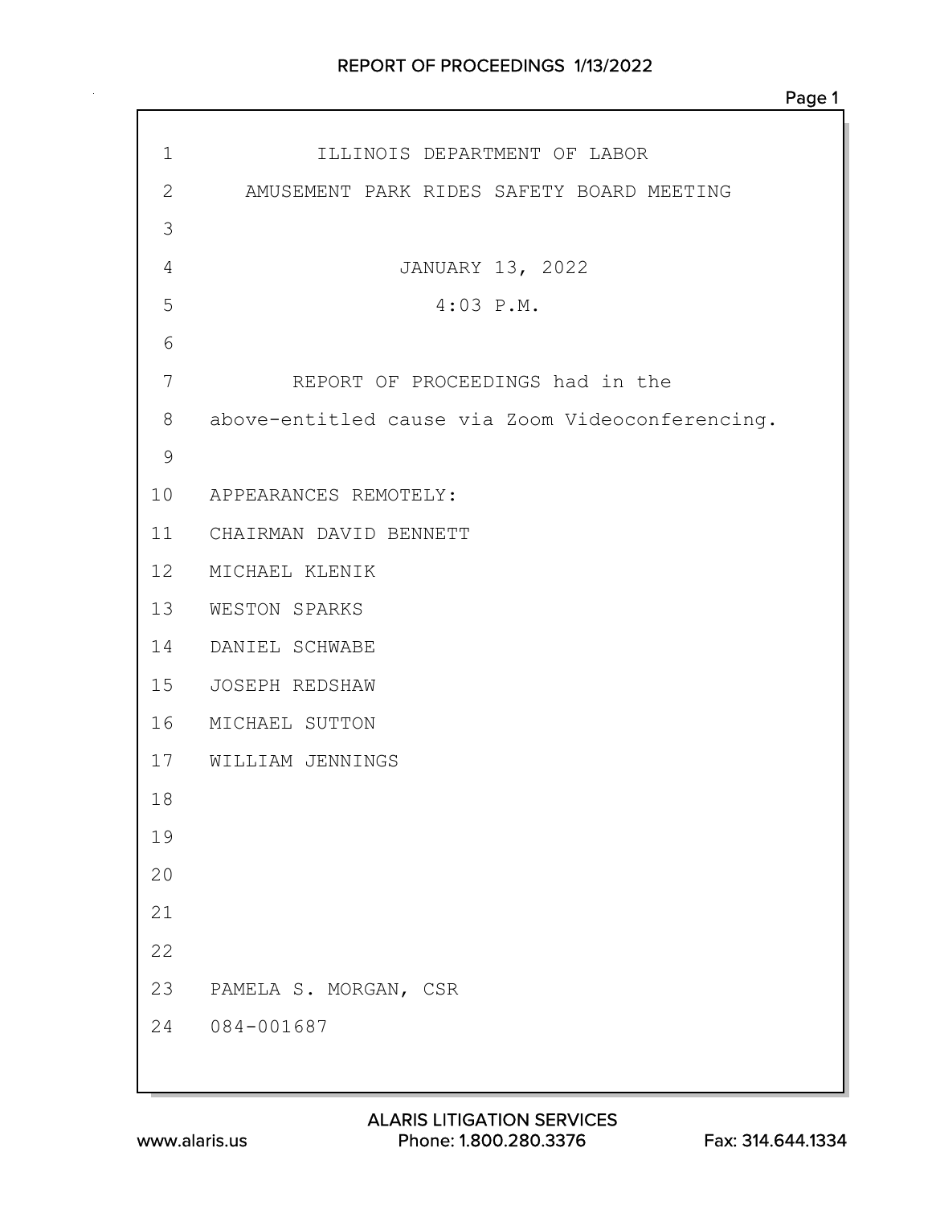ILLINOIS DEPARTMENT OF LABOR

AMUSEMENT PARK RIDES SAFETY BOARD MEETING

JANUARY 13, 2022

4:03 P.M.

REPORT OF PROCEEDINGS had in the above-entitled cause via Zoom Videoconferencing.

APPEARANCES REMOTELY:

CHAIRMAN DAVID BENNETT
MICHAEL KLENIK
WESTON SPARKS
DANIEL SCHWABE
JOSEPH REDSHAW
MICHAEL SUTTON
WILLIAM JENNINGS

PAMELA S. MORGAN, CSR
084-001687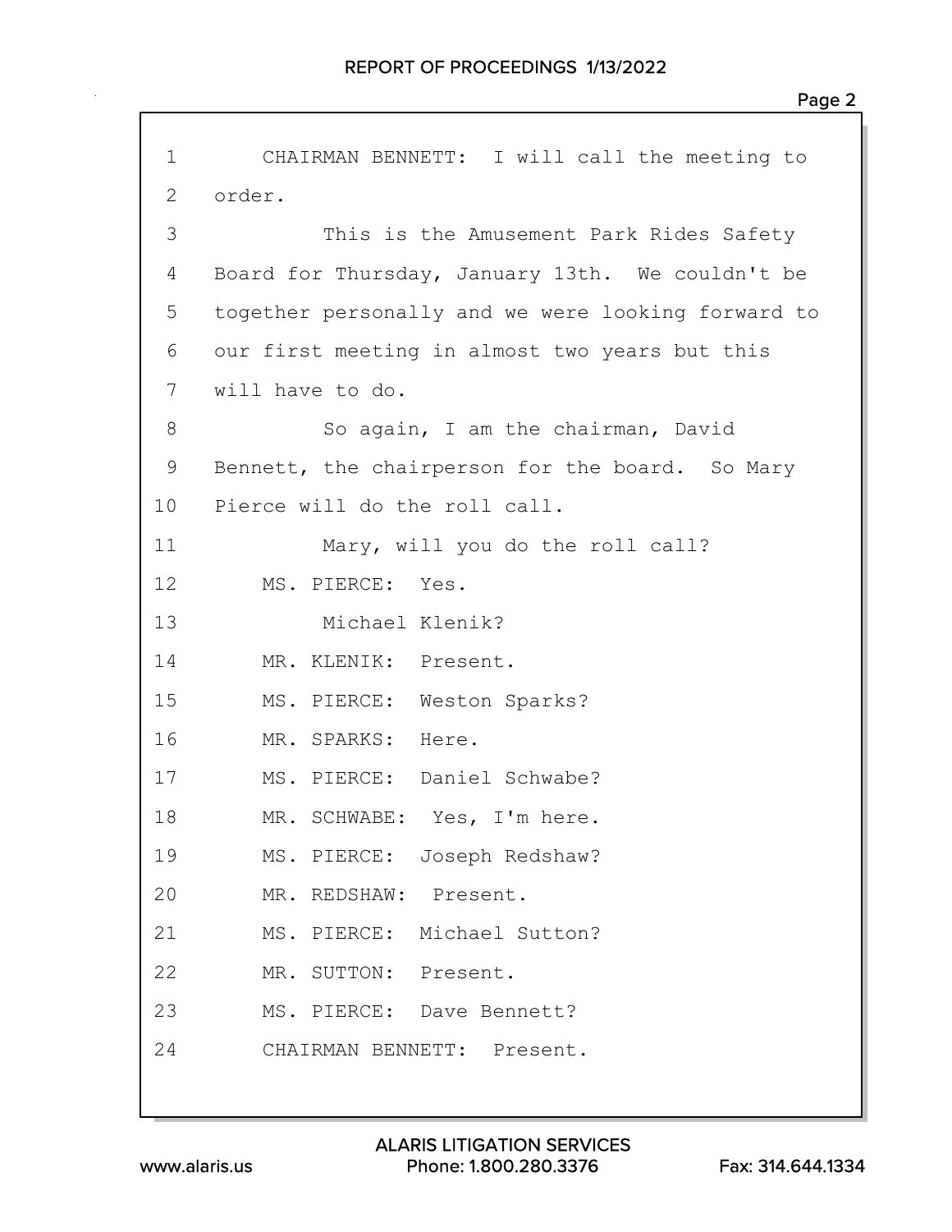CHAIRMAN BENNETT: I will call the meeting to order.

This is the Amusement Park Rides Safety Board for Thursday, January 13th. We couldn't be together personally and we were looking forward to our first meeting in almost two years but this will have to do.

So again, I am the chairman, David Bennett, the chairperson for the board. So Mary Pierce will do the roll call.

Mary, will you do the roll call?

MS. PIERCE: Yes.

Michael Klenik?

MR. KLENIK: Present.

MS. PIERCE: Weston Sparks?

MR. SPARKS: Here.

MS. PIERCE: Daniel Schwabe?

MR. SCHWABE: Yes, I'm here.

MS. PIERCE: Joseph Redshaw?

MR. REDSHAW: Present.

MS. PIERCE: Michael Sutton?

MR. SUTTON: Present.

MS. PIERCE: Dave Bennett?

CHAIRMAN BENNETT: Present.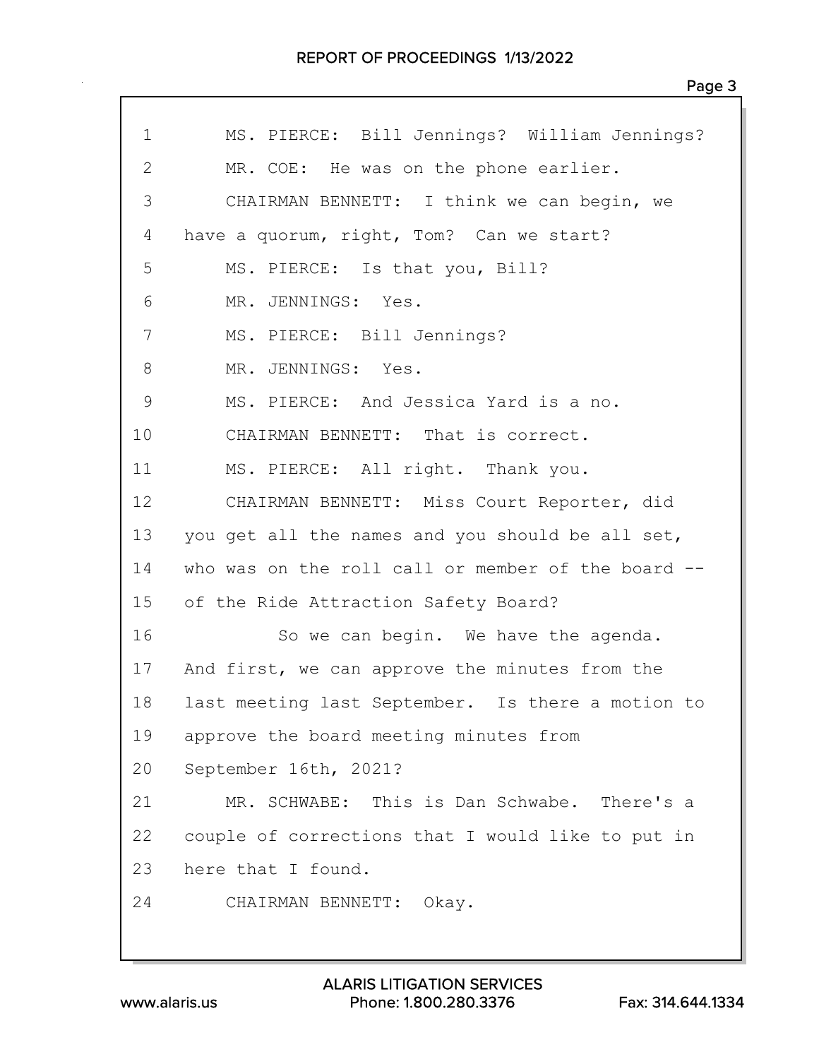1 MS. PIERCE: Bill Jennings? William Jennings?

2 MR. COE: He was on the phone earlier.

3 CHAIRMAN BENNETT: I think we can begin, we

4 have a quorum, right, Tom? Can we start?

5 MS. PIERCE: Is that you, Bill?

6 MR. JENNINGS: Yes.

7 MS. PIERCE: Bill Jennings?

8 MR. JENNINGS: Yes.

9 MS. PIERCE: And Jessica Yard is a no.

10 CHAIRMAN BENNETT: That is correct.

11 MS. PIERCE: All right. Thank you.

12 CHAIRMAN BENNETT: Miss Court Reporter, did

13 you get all the names and you should be all set,

14 who was on the roll call or member of the board --

15 of the Ride Attraction Safety Board?

16 So we can begin. We have the agenda.

17 And first, we can approve the minutes from the

18 last meeting last September. Is there a motion to

19 approve the board meeting minutes from

20 September 16th, 2021?

21 MR. SCHWABE: This is Dan Schwabe. There's a

22 couple of corrections that I would like to put in

23 here that I found.

24 CHAIRMAN BENNETT: Okay.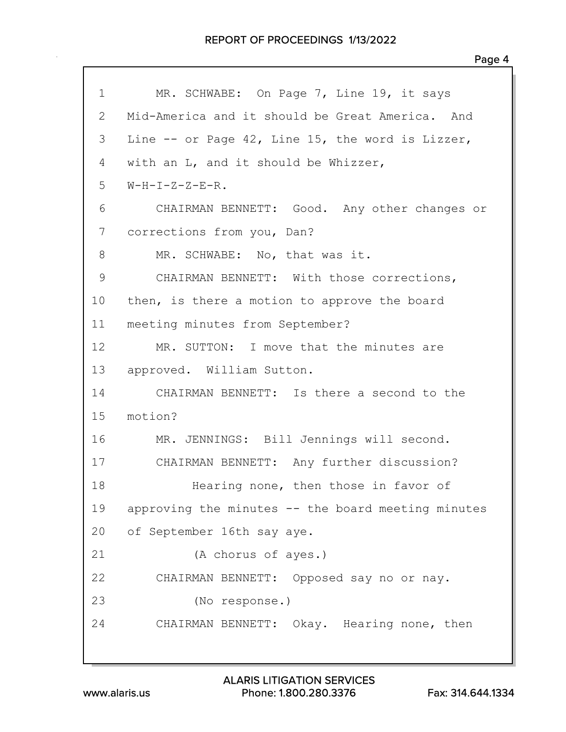1 MR. SCHWABE: On Page 7, Line 19, it says
2 Mid-America and it should be Great America. And
3 Line -- or Page 42, Line 15, the word is Lizzer,
4 with an L, and it should be Whizzer,
5 W-H-I-Z-Z-E-R.
6 CHAIRMAN BENNETT: Good. Any other changes or
7 corrections from you, Dan?
8 MR. SCHWABE: No, that was it.
9 CHAIRMAN BENNETT: With those corrections,
10 then, is there a motion to approve the board
11 meeting minutes from September?
12 MR. SUTTON: I move that the minutes are
13 approved. William Sutton.
14 CHAIRMAN BENNETT: Is there a second to the
15 motion?
16 MR. JENNINGS: Bill Jennings will second.
17 CHAIRMAN BENNETT: Any further discussion?
18 Hearing none, then those in favor of
19 approving the minutes -- the board meeting minutes
20 of September 16th say aye.
21 (A chorus of ayes.)
22 CHAIRMAN BENNETT: Opposed say no or nay.
23 (No response.)
24 CHAIRMAN BENNETT: Okay. Hearing none, then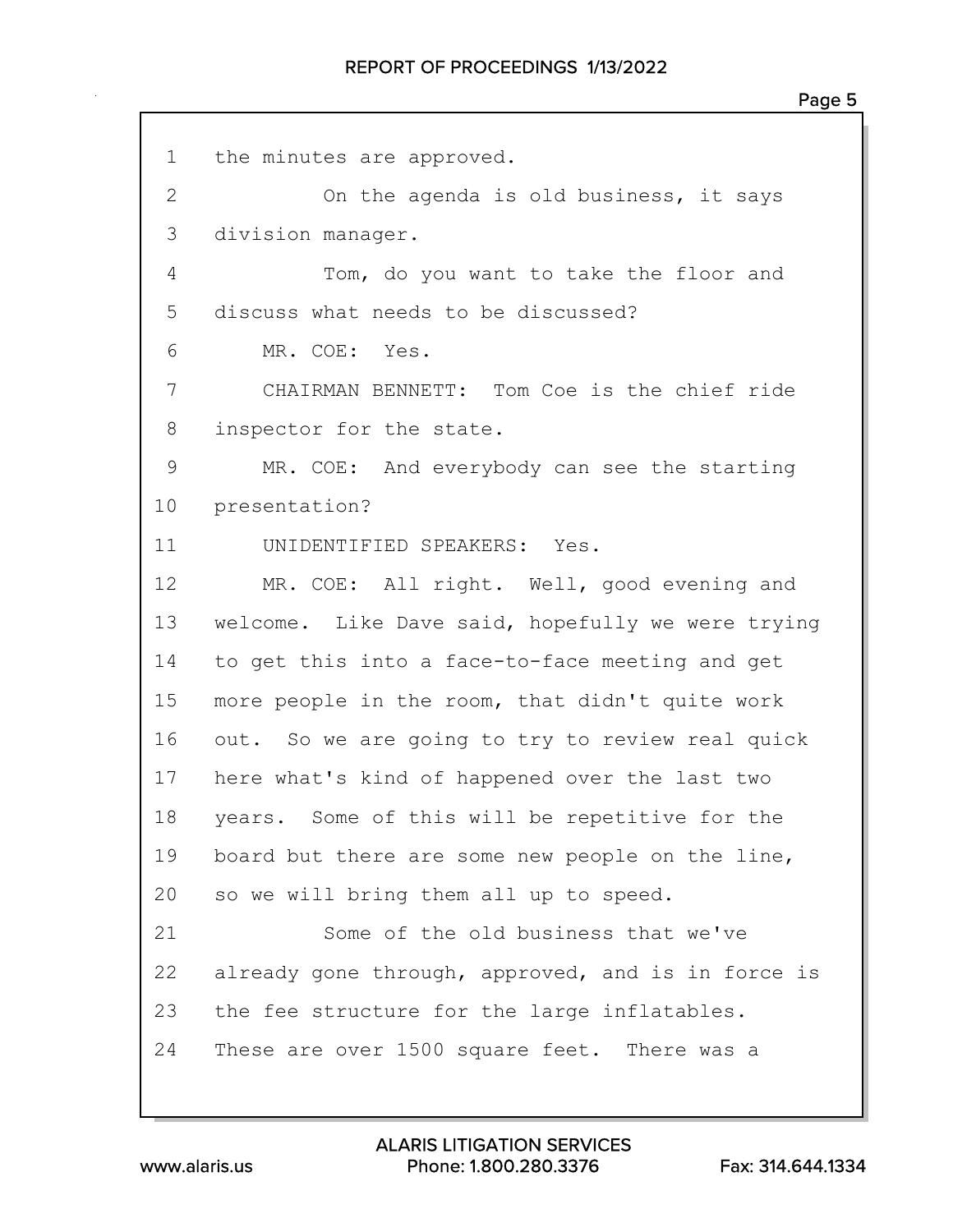1 the minutes are approved.

2 On the agenda is old business, it says

3 division manager.

4 Tom, do you want to take the floor and

5 discuss what needs to be discussed?

6 MR. COE: Yes.

7 CHAIRMAN BENNETT: Tom Coe is the chief ride

8 inspector for the state.

9 MR. COE: And everybody can see the starting

10 presentation?

11 UNIDENTIFIED SPEAKERS: Yes.

12 MR. COE: All right. Well, good evening and

13 welcome. Like Dave said, hopefully we were trying

14 to get this into a face-to-face meeting and get

15 more people in the room, that didn't quite work

16 out. So we are going to try to review real quick

17 here what's kind of happened over the last two

18 years. Some of this will be repetitive for the

19 board but there are some new people on the line,

20 so we will bring them all up to speed.

21 Some of the old business that we've

22 already gone through, approved, and is in force is

23 the fee structure for the large inflatables.

24 These are over 1500 square feet. There was a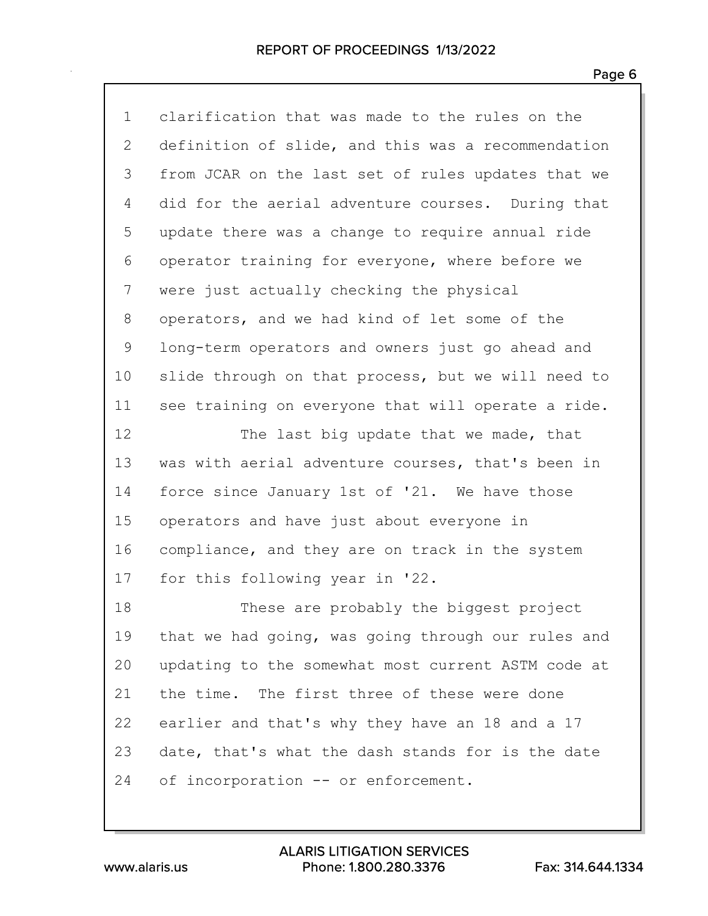clarification that was made to the rules on the definition of slide, and this was a recommendation from JCAR on the last set of rules updates that we did for the aerial adventure courses. During that update there was a change to require annual ride operator training for everyone, where before we were just actually checking the physical operators, and we had kind of let some of the long-term operators and owners just go ahead and slide through on that process, but we will need to see training on everyone that will operate a ride.

The last big update that we made, that was with aerial adventure courses, that's been in force since January 1st of '21. We have those operators and have just about everyone in compliance, and they are on track in the system for this following year in '22.

These are probably the biggest project that we had going, was going through our rules and updating to the somewhat most current ASTM code at the time. The first three of these were done earlier and that's why they have an 18 and a 17 date, that's what the dash stands for is the date of incorporation -- or enforcement.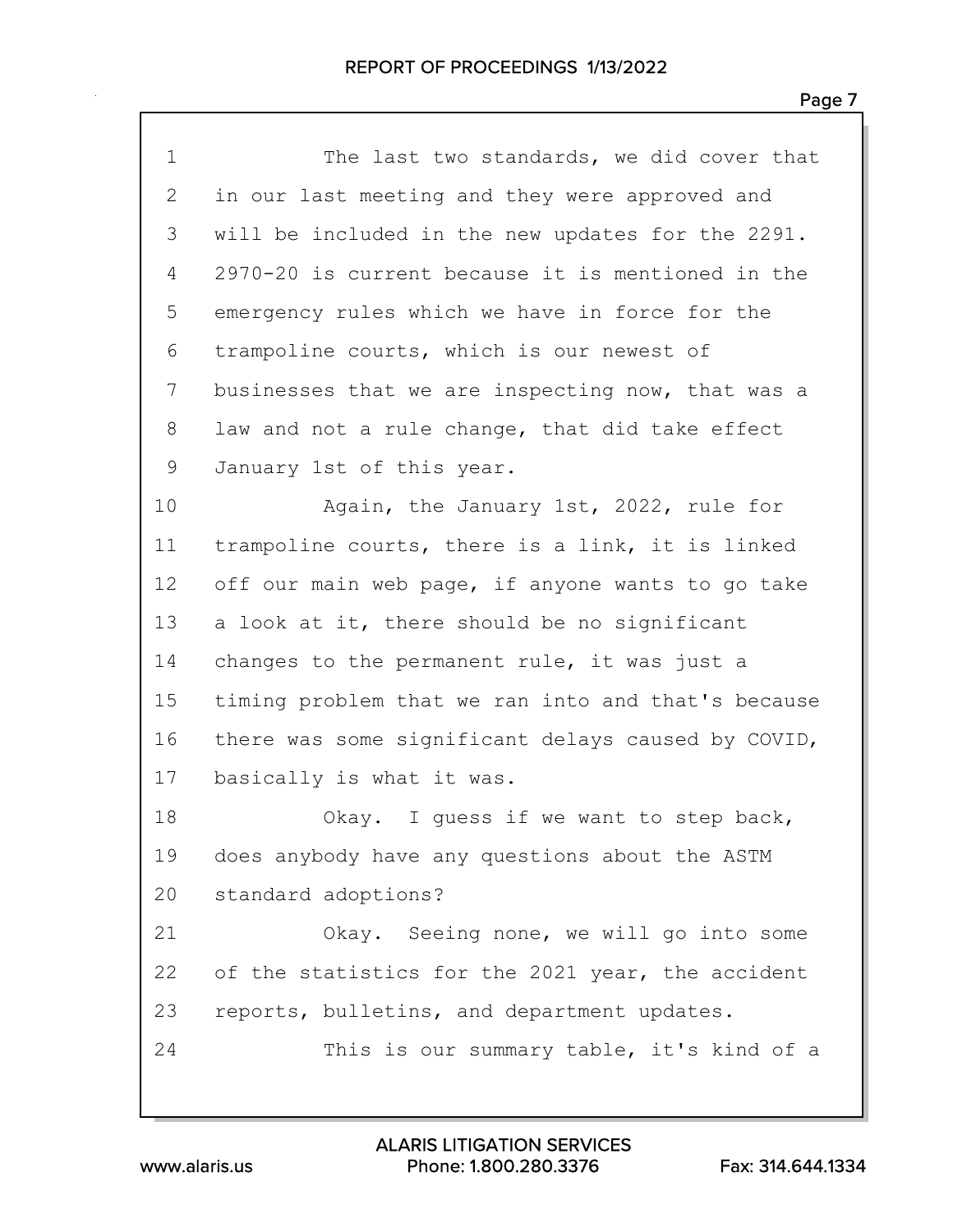The last two standards, we did cover that in our last meeting and they were approved and will be included in the new updates for the 2291. 2970-20 is current because it is mentioned in the emergency rules which we have in force for the trampoline courts, which is our newest of businesses that we are inspecting now, that was a law and not a rule change, that did take effect January 1st of this year.

Again, the January 1st, 2022, rule for trampoline courts, there is a link, it is linked off our main web page, if anyone wants to go take a look at it, there should be no significant changes to the permanent rule, it was just a timing problem that we ran into and that's because there was some significant delays caused by COVID, basically is what it was.

Okay. I guess if we want to step back, does anybody have any questions about the ASTM standard adoptions?

Okay. Seeing none, we will go into some of the statistics for the 2021 year, the accident reports, bulletins, and department updates.

This is our summary table, it's kind of a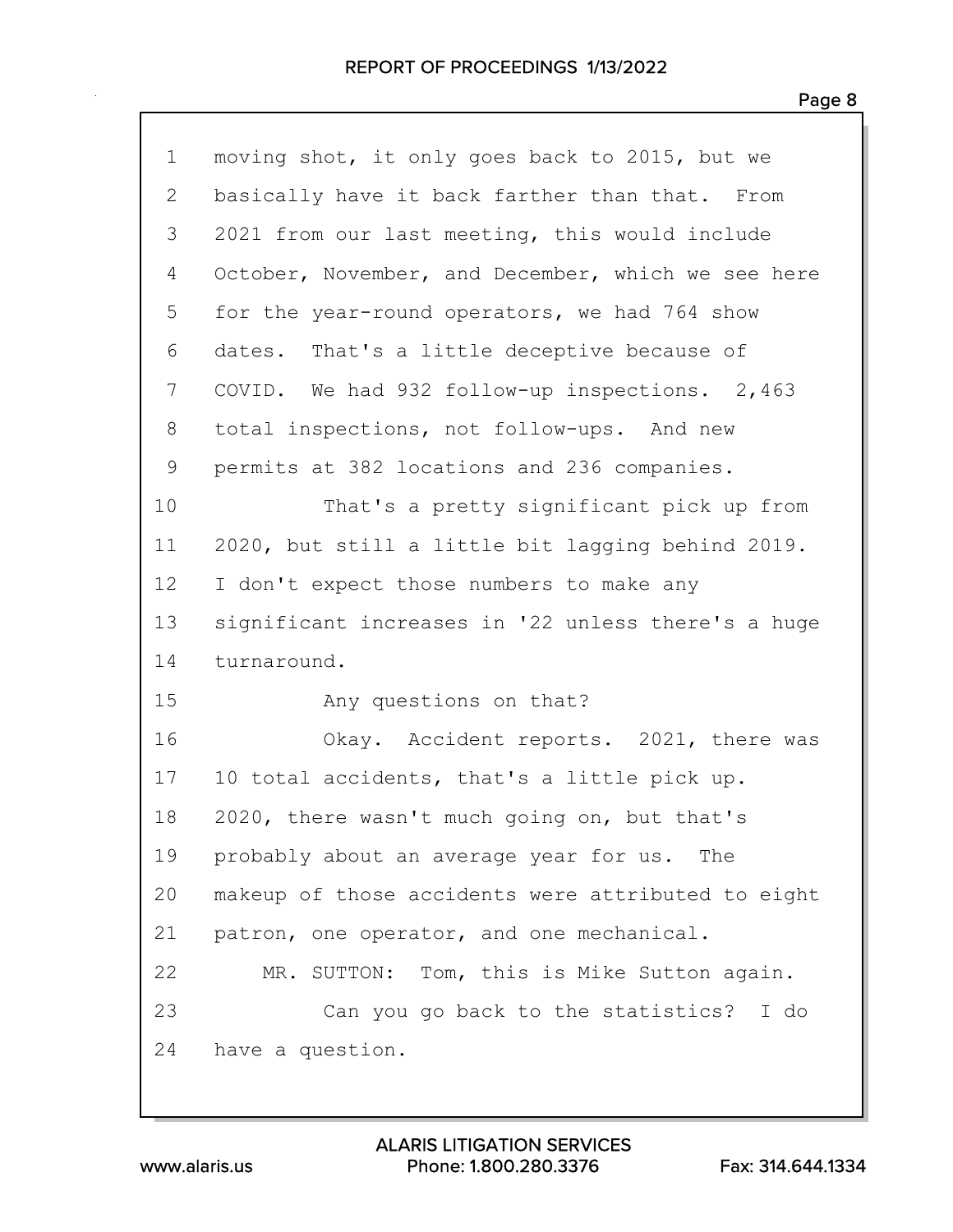moving shot, it only goes back to 2015, but we basically have it back farther than that. From 2021 from our last meeting, this would include October, November, and December, which we see here for the year-round operators, we had 764 show dates. That's a little deceptive because of COVID. We had 932 follow-up inspections. 2,463 total inspections, not follow-ups. And new permits at 382 locations and 236 companies.

That's a pretty significant pick up from 2020, but still a little bit lagging behind 2019. I don't expect those numbers to make any significant increases in '22 unless there's a huge turnaround.

Any questions on that?

Okay. Accident reports. 2021, there was 10 total accidents, that's a little pick up. 2020, there wasn't much going on, but that's probably about an average year for us. The makeup of those accidents were attributed to eight patron, one operator, and one mechanical.

MR. SUTTON: Tom, this is Mike Sutton again.

Can you go back to the statistics? I do have a question.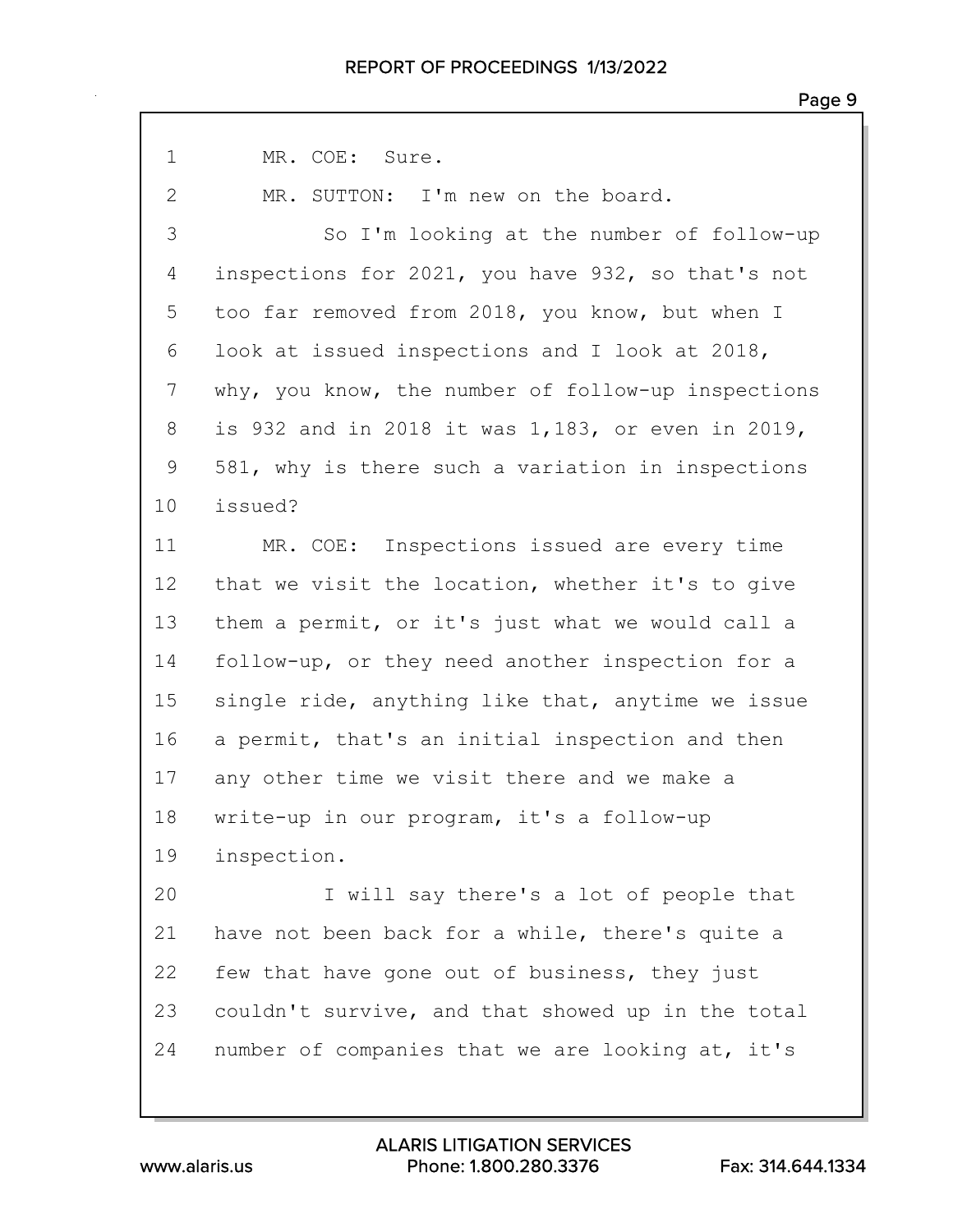MR. COE: Sure.

MR. SUTTON: I'm new on the board.

So I'm looking at the number of follow-up inspections for 2021, you have 932, so that's not too far removed from 2018, you know, but when I look at issued inspections and I look at 2018, why, you know, the number of follow-up inspections is 932 and in 2018 it was 1,183, or even in 2019, 581, why is there such a variation in inspections issued?

MR. COE: Inspections issued are every time that we visit the location, whether it's to give them a permit, or it's just what we would call a follow-up, or they need another inspection for a single ride, anything like that, anytime we issue a permit, that's an initial inspection and then any other time we visit there and we make a write-up in our program, it's a follow-up inspection.

I will say there's a lot of people that have not been back for a while, there's quite a few that have gone out of business, they just couldn't survive, and that showed up in the total number of companies that we are looking at, it's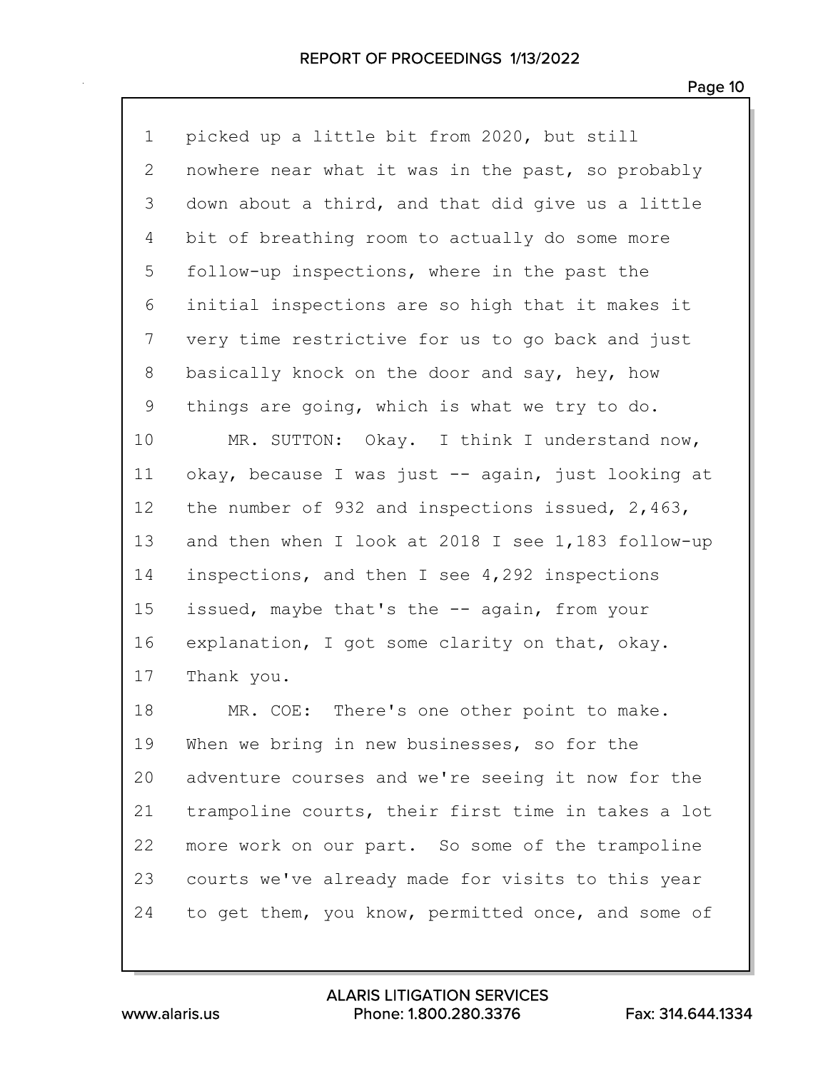picked up a little bit from 2020, but still nowhere near what it was in the past, so probably down about a third, and that did give us a little bit of breathing room to actually do some more follow-up inspections, where in the past the initial inspections are so high that it makes it very time restrictive for us to go back and just basically knock on the door and say, hey, how things are going, which is what we try to do.

MR. SUTTON: Okay. I think I understand now, okay, because I was just -- again, just looking at the number of 932 and inspections issued, 2,463, and then when I look at 2018 I see 1,183 follow-up inspections, and then I see 4,292 inspections issued, maybe that's the -- again, from your explanation, I got some clarity on that, okay. Thank you.

MR. COE: There's one other point to make. When we bring in new businesses, so for the adventure courses and we're seeing it now for the trampoline courts, their first time in takes a lot more work on our part. So some of the trampoline courts we've already made for visits to this year to get them, you know, permitted once, and some of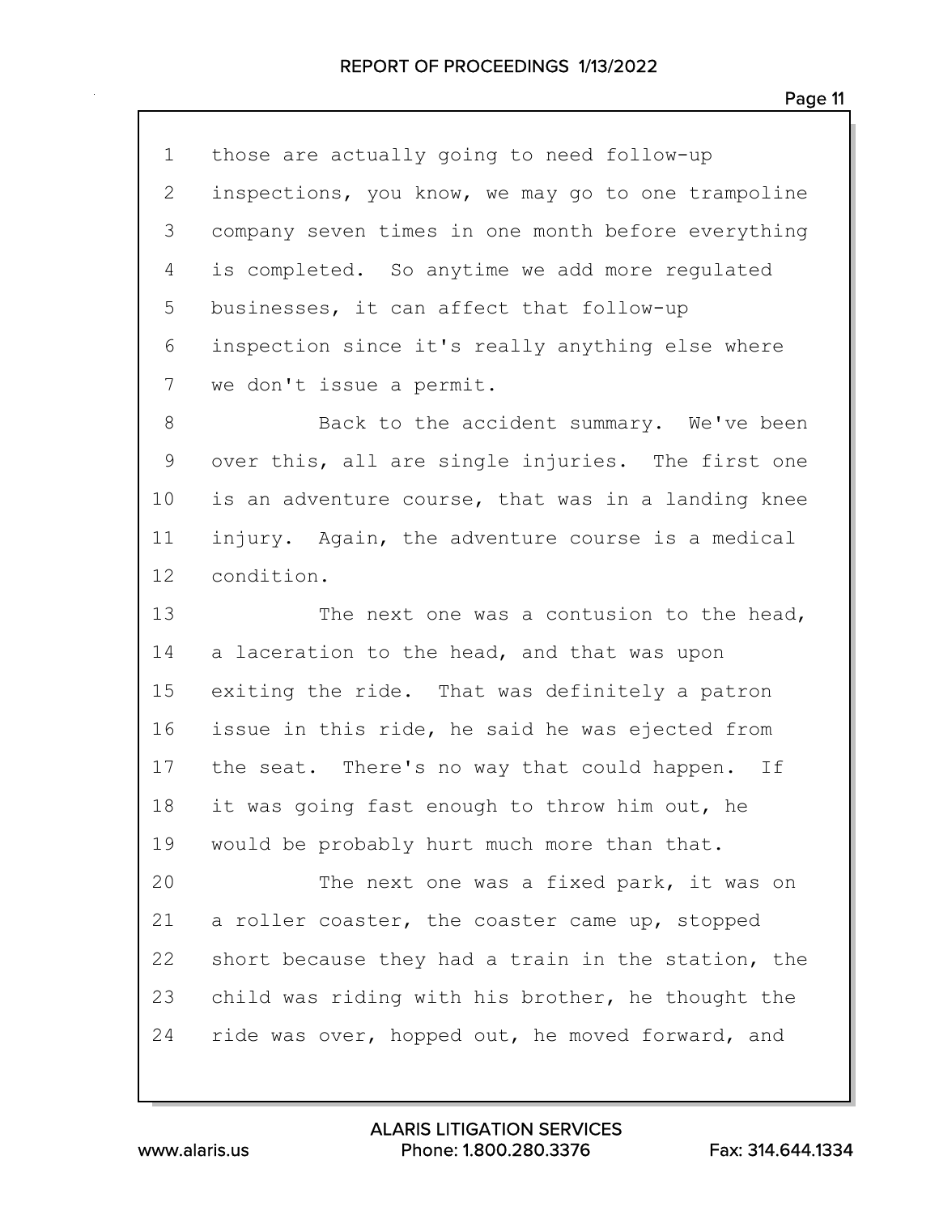those are actually going to need follow-up inspections, you know, we may go to one trampoline company seven times in one month before everything is completed. So anytime we add more regulated businesses, it can affect that follow-up inspection since it's really anything else where we don't issue a permit.

Back to the accident summary. We've been over this, all are single injuries. The first one is an adventure course, that was in a landing knee injury. Again, the adventure course is a medical condition.

The next one was a contusion to the head, a laceration to the head, and that was upon exiting the ride. That was definitely a patron issue in this ride, he said he was ejected from the seat. There's no way that could happen. If it was going fast enough to throw him out, he would be probably hurt much more than that.

The next one was a fixed park, it was on a roller coaster, the coaster came up, stopped short because they had a train in the station, the child was riding with his brother, he thought the ride was over, hopped out, he moved forward, and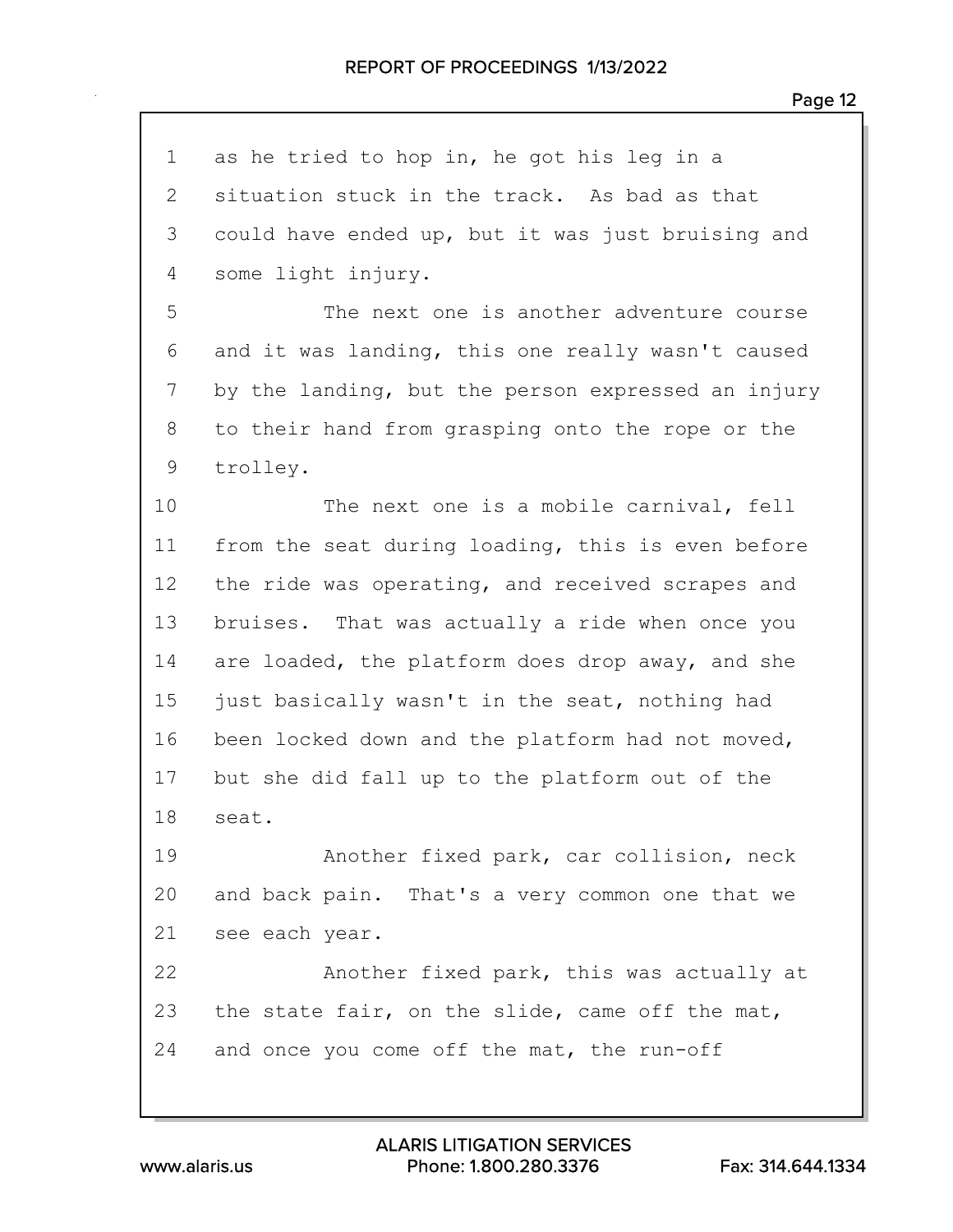as he tried to hop in, he got his leg in a situation stuck in the track. As bad as that could have ended up, but it was just bruising and some light injury.

The next one is another adventure course and it was landing, this one really wasn't caused by the landing, but the person expressed an injury to their hand from grasping onto the rope or the trolley.

The next one is a mobile carnival, fell from the seat during loading, this is even before the ride was operating, and received scrapes and bruises. That was actually a ride when once you are loaded, the platform does drop away, and she just basically wasn't in the seat, nothing had been locked down and the platform had not moved, but she did fall up to the platform out of the seat.

Another fixed park, car collision, neck and back pain. That's a very common one that we see each year.

Another fixed park, this was actually at the state fair, on the slide, came off the mat, and once you come off the mat, the run-off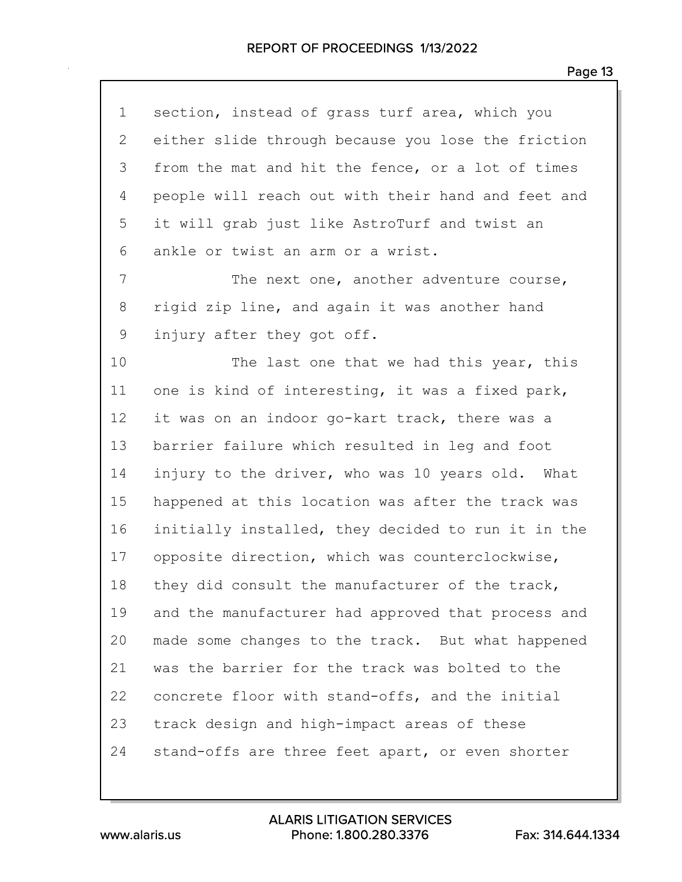section, instead of grass turf area, which you either slide through because you lose the friction from the mat and hit the fence, or a lot of times people will reach out with their hand and feet and it will grab just like AstroTurf and twist an ankle or twist an arm or a wrist.

The next one, another adventure course, rigid zip line, and again it was another hand injury after they got off.

The last one that we had this year, this one is kind of interesting, it was a fixed park, it was on an indoor go-kart track, there was a barrier failure which resulted in leg and foot injury to the driver, who was 10 years old. What happened at this location was after the track was initially installed, they decided to run it in the opposite direction, which was counterclockwise, they did consult the manufacturer of the track, and the manufacturer had approved that process and made some changes to the track. But what happened was the barrier for the track was bolted to the concrete floor with stand-offs, and the initial track design and high-impact areas of these stand-offs are three feet apart, or even shorter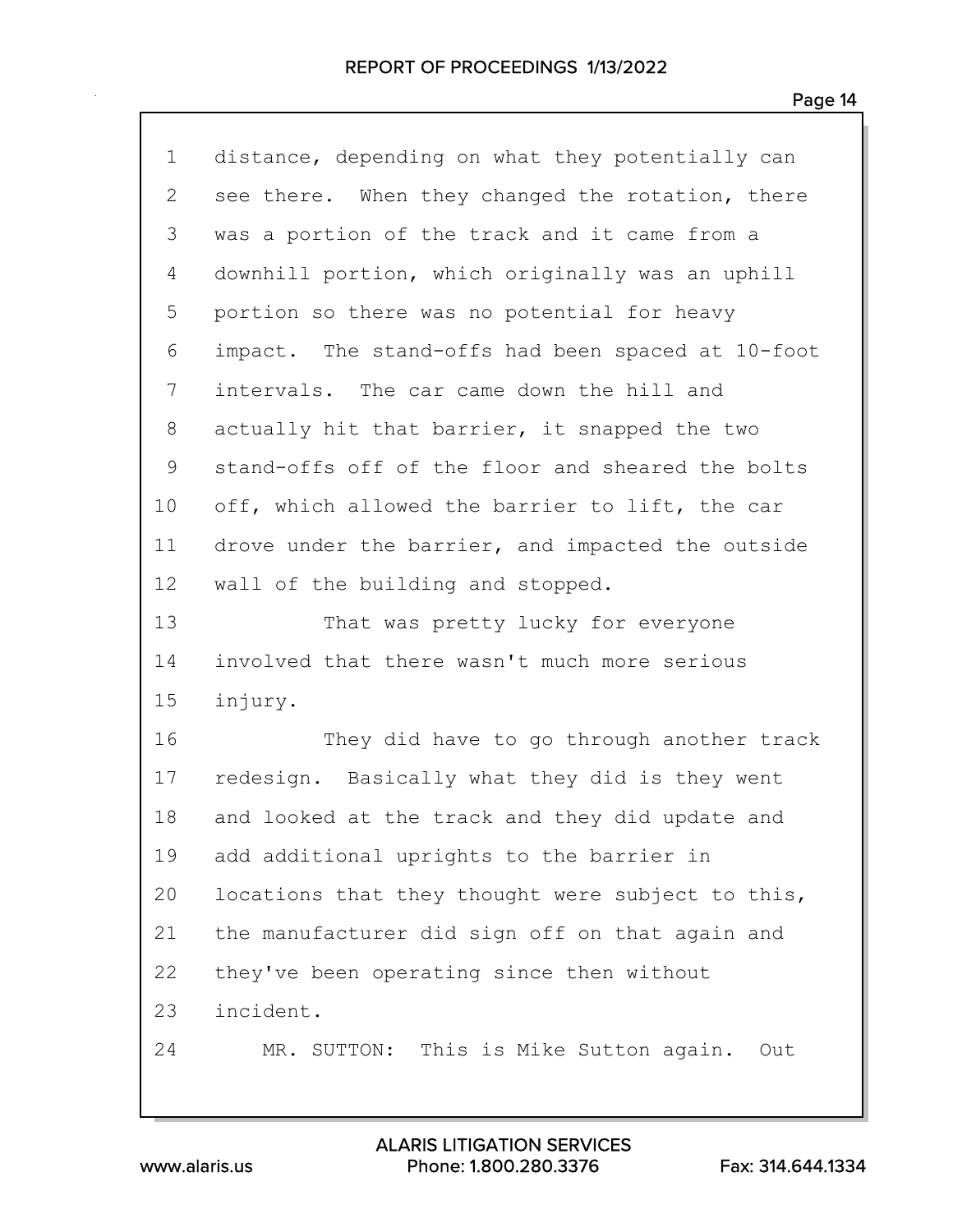distance, depending on what they potentially can see there. When they changed the rotation, there was a portion of the track and it came from a downhill portion, which originally was an uphill portion so there was no potential for heavy impact. The stand-offs had been spaced at 10-foot intervals. The car came down the hill and actually hit that barrier, it snapped the two stand-offs off of the floor and sheared the bolts off, which allowed the barrier to lift, the car drove under the barrier, and impacted the outside wall of the building and stopped.

That was pretty lucky for everyone involved that there wasn't much more serious injury.

They did have to go through another track redesign. Basically what they did is they went and looked at the track and they did update and add additional uprights to the barrier in locations that they thought were subject to this, the manufacturer did sign off on that again and they've been operating since then without incident.

MR. SUTTON: This is Mike Sutton again. Out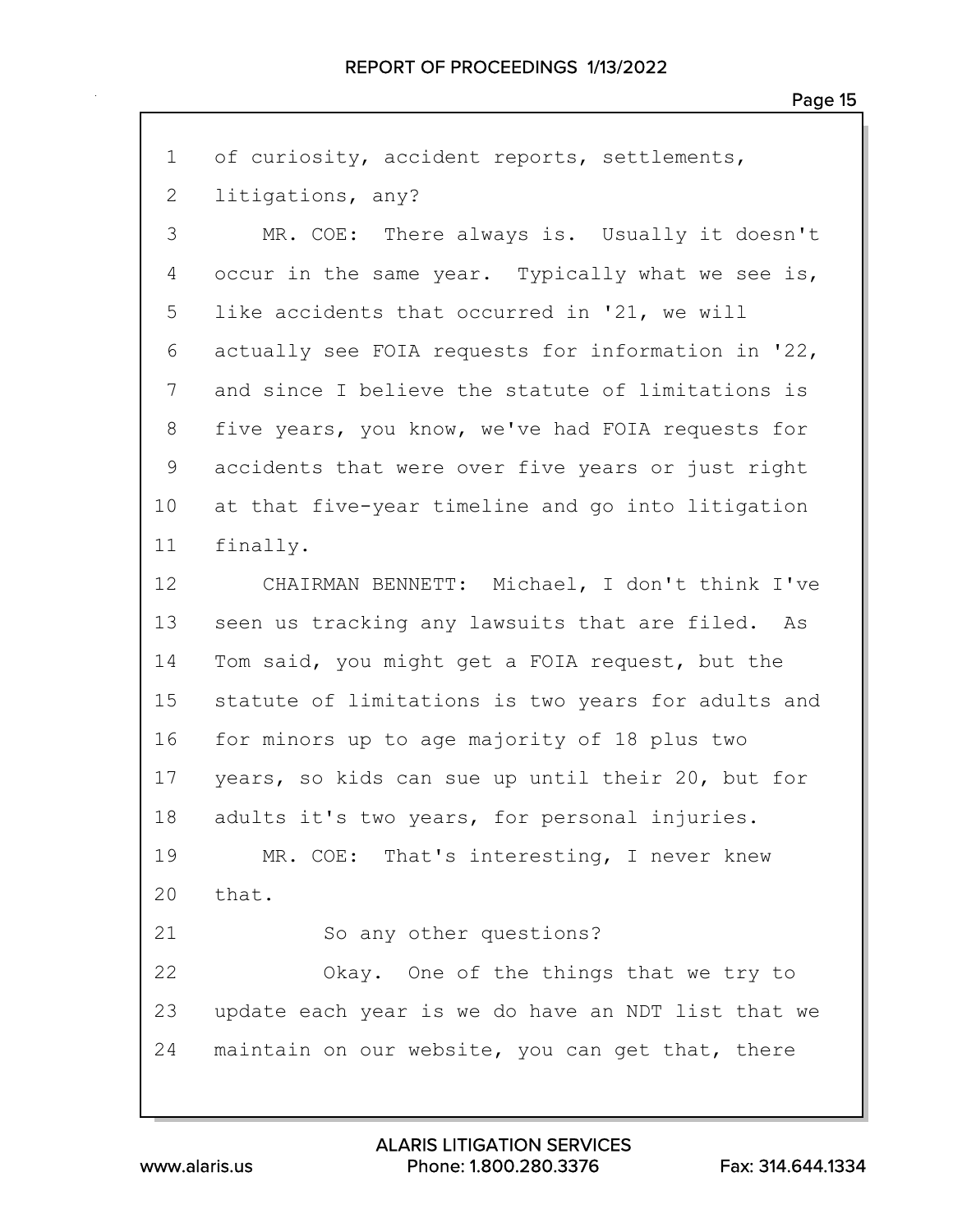of curiosity, accident reports, settlements, litigations, any?

MR. COE: There always is. Usually it doesn't occur in the same year. Typically what we see is, like accidents that occurred in '21, we will actually see FOIA requests for information in '22, and since I believe the statute of limitations is five years, you know, we've had FOIA requests for accidents that were over five years or just right at that five-year timeline and go into litigation finally.

CHAIRMAN BENNETT: Michael, I don't think I've seen us tracking any lawsuits that are filed. As Tom said, you might get a FOIA request, but the statute of limitations is two years for adults and for minors up to age majority of 18 plus two years, so kids can sue up until their 20, but for adults it's two years, for personal injuries.

MR. COE: That's interesting, I never knew that.

So any other questions?

Okay. One of the things that we try to update each year is we do have an NDT list that we maintain on our website, you can get that, there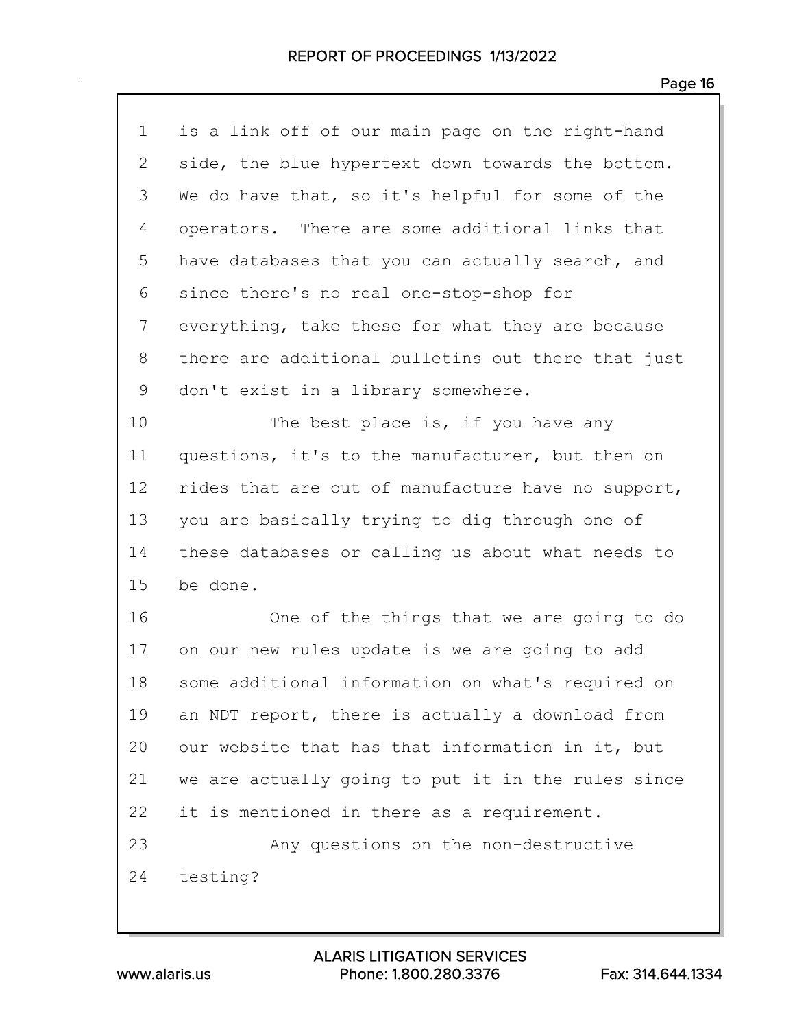is a link off of our main page on the right-hand side, the blue hypertext down towards the bottom. We do have that, so it's helpful for some of the operators. There are some additional links that have databases that you can actually search, and since there's no real one-stop-shop for everything, take these for what they are because there are additional bulletins out there that just don't exist in a library somewhere.

The best place is, if you have any questions, it's to the manufacturer, but then on rides that are out of manufacture have no support, you are basically trying to dig through one of these databases or calling us about what needs to be done.

One of the things that we are going to do on our new rules update is we are going to add some additional information on what's required on an NDT report, there is actually a download from our website that has that information in it, but we are actually going to put it in the rules since it is mentioned in there as a requirement.

Any questions on the non-destructive testing?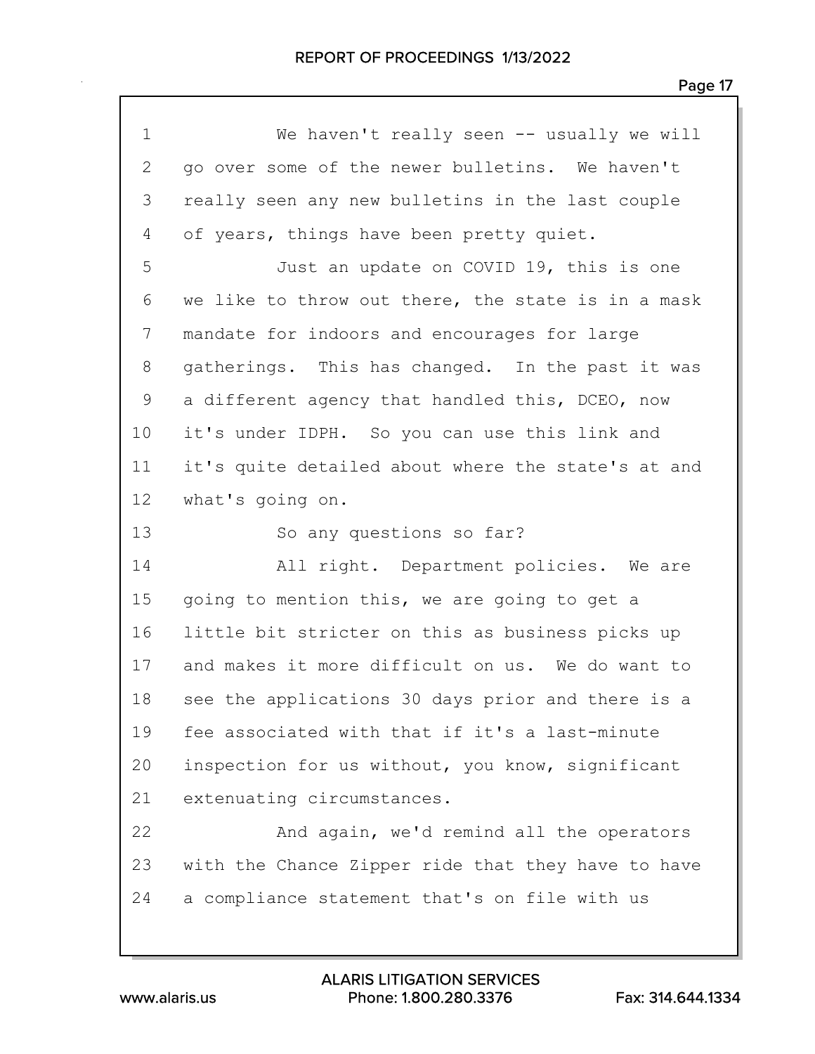We haven't really seen -- usually we will go over some of the newer bulletins. We haven't really seen any new bulletins in the last couple of years, things have been pretty quiet.

Just an update on COVID 19, this is one we like to throw out there, the state is in a mask mandate for indoors and encourages for large gatherings. This has changed. In the past it was a different agency that handled this, DCEO, now it's under IDPH. So you can use this link and it's quite detailed about where the state's at and what's going on.

So any questions so far?

All right. Department policies. We are going to mention this, we are going to get a little bit stricter on this as business picks up and makes it more difficult on us. We do want to see the applications 30 days prior and there is a fee associated with that if it's a last-minute inspection for us without, you know, significant extenuating circumstances.

And again, we'd remind all the operators with the Chance Zipper ride that they have to have a compliance statement that's on file with us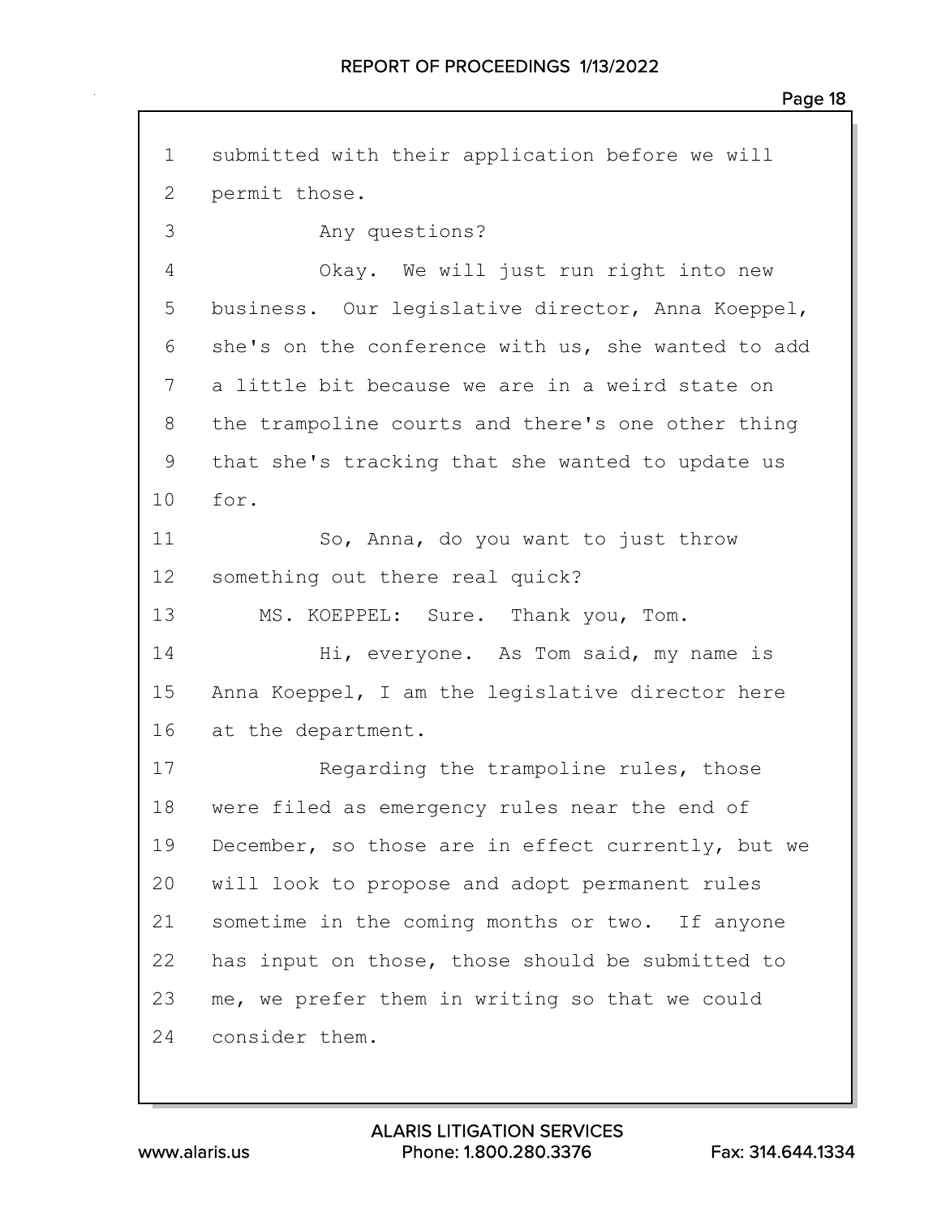1 submitted with their application before we will
2 permit those.
3 Any questions?
4 Okay. We will just run right into new
5 business. Our legislative director, Anna Koeppel,
6 she's on the conference with us, she wanted to add
7 a little bit because we are in a weird state on
8 the trampoline courts and there's one other thing
9 that she's tracking that she wanted to update us
10 for.
11 So, Anna, do you want to just throw
12 something out there real quick?
13 MS. KOEPPEL: Sure. Thank you, Tom.
14 Hi, everyone. As Tom said, my name is
15 Anna Koeppel, I am the legislative director here
16 at the department.
17 Regarding the trampoline rules, those
18 were filed as emergency rules near the end of
19 December, so those are in effect currently, but we
20 will look to propose and adopt permanent rules
21 sometime in the coming months or two. If anyone
22 has input on those, those should be submitted to
23 me, we prefer them in writing so that we could
24 consider them.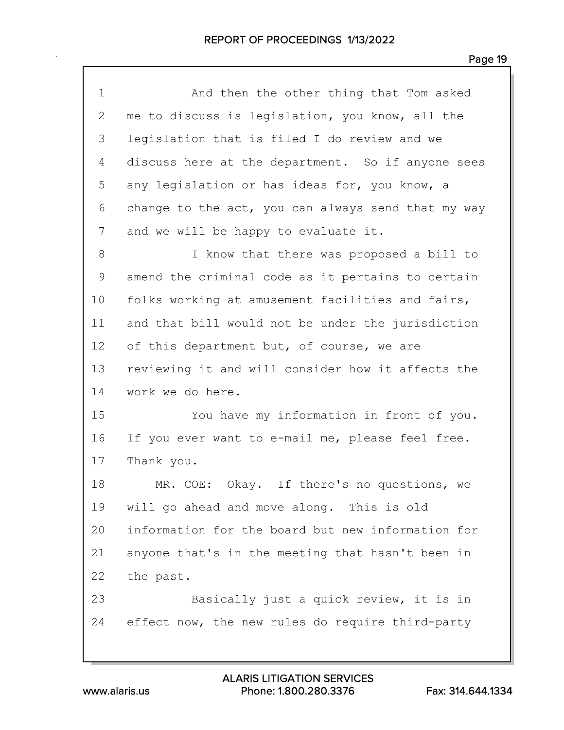And then the other thing that Tom asked me to discuss is legislation, you know, all the legislation that is filed I do review and we discuss here at the department. So if anyone sees any legislation or has ideas for, you know, a change to the act, you can always send that my way and we will be happy to evaluate it.

I know that there was proposed a bill to amend the criminal code as it pertains to certain folks working at amusement facilities and fairs, and that bill would not be under the jurisdiction of this department but, of course, we are reviewing it and will consider how it affects the work we do here.

You have my information in front of you. If you ever want to e-mail me, please feel free. Thank you.

MR. COE: Okay. If there's no questions, we will go ahead and move along. This is old information for the board but new information for anyone that's in the meeting that hasn't been in the past.

Basically just a quick review, it is in effect now, the new rules do require third-party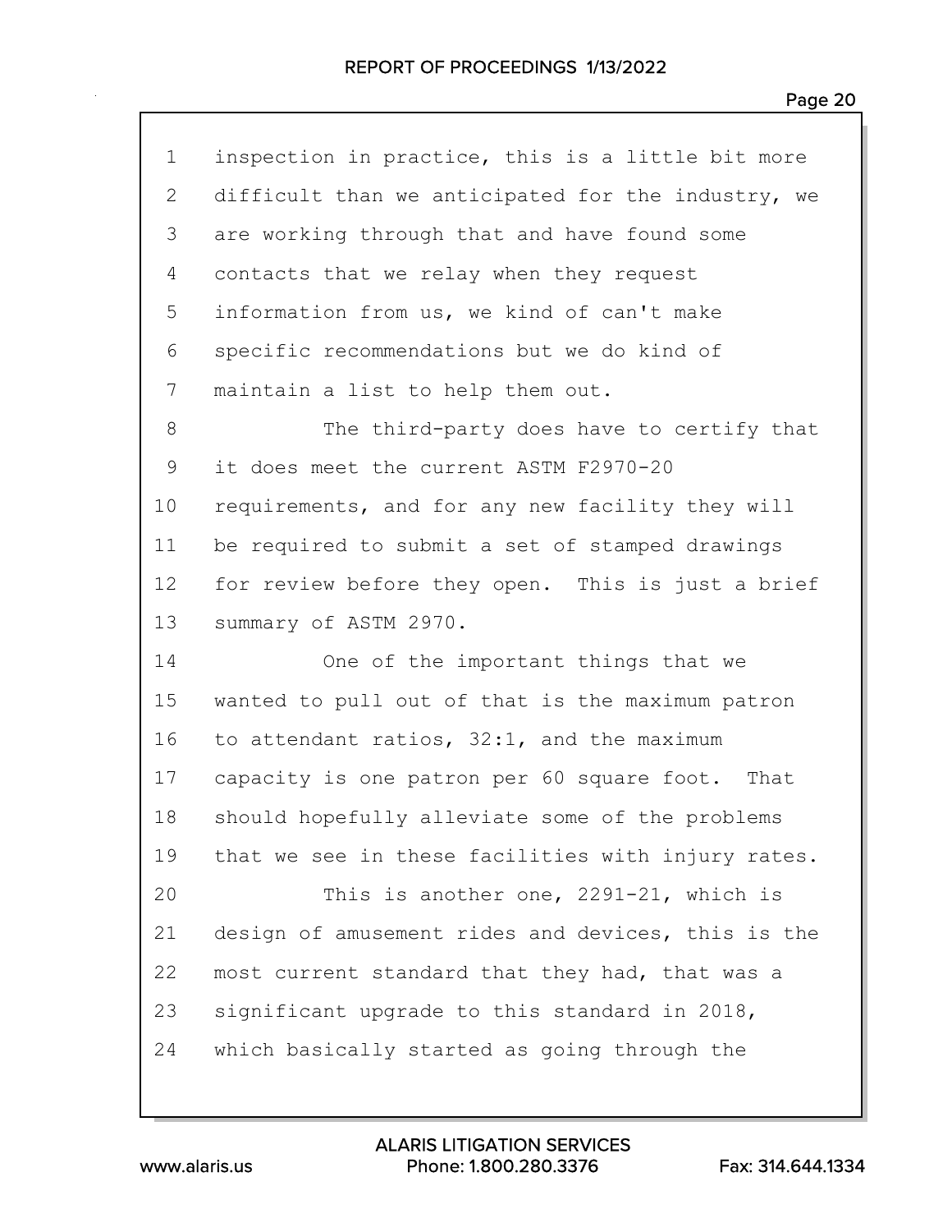inspection in practice, this is a little bit more difficult than we anticipated for the industry, we are working through that and have found some contacts that we relay when they request information from us, we kind of can't make specific recommendations but we do kind of maintain a list to help them out.

The third-party does have to certify that it does meet the current ASTM F2970-20 requirements, and for any new facility they will be required to submit a set of stamped drawings for review before they open. This is just a brief summary of ASTM 2970.

One of the important things that we wanted to pull out of that is the maximum patron to attendant ratios, 32:1, and the maximum capacity is one patron per 60 square foot. That should hopefully alleviate some of the problems that we see in these facilities with injury rates.

This is another one, 2291-21, which is design of amusement rides and devices, this is the most current standard that they had, that was a significant upgrade to this standard in 2018, which basically started as going through the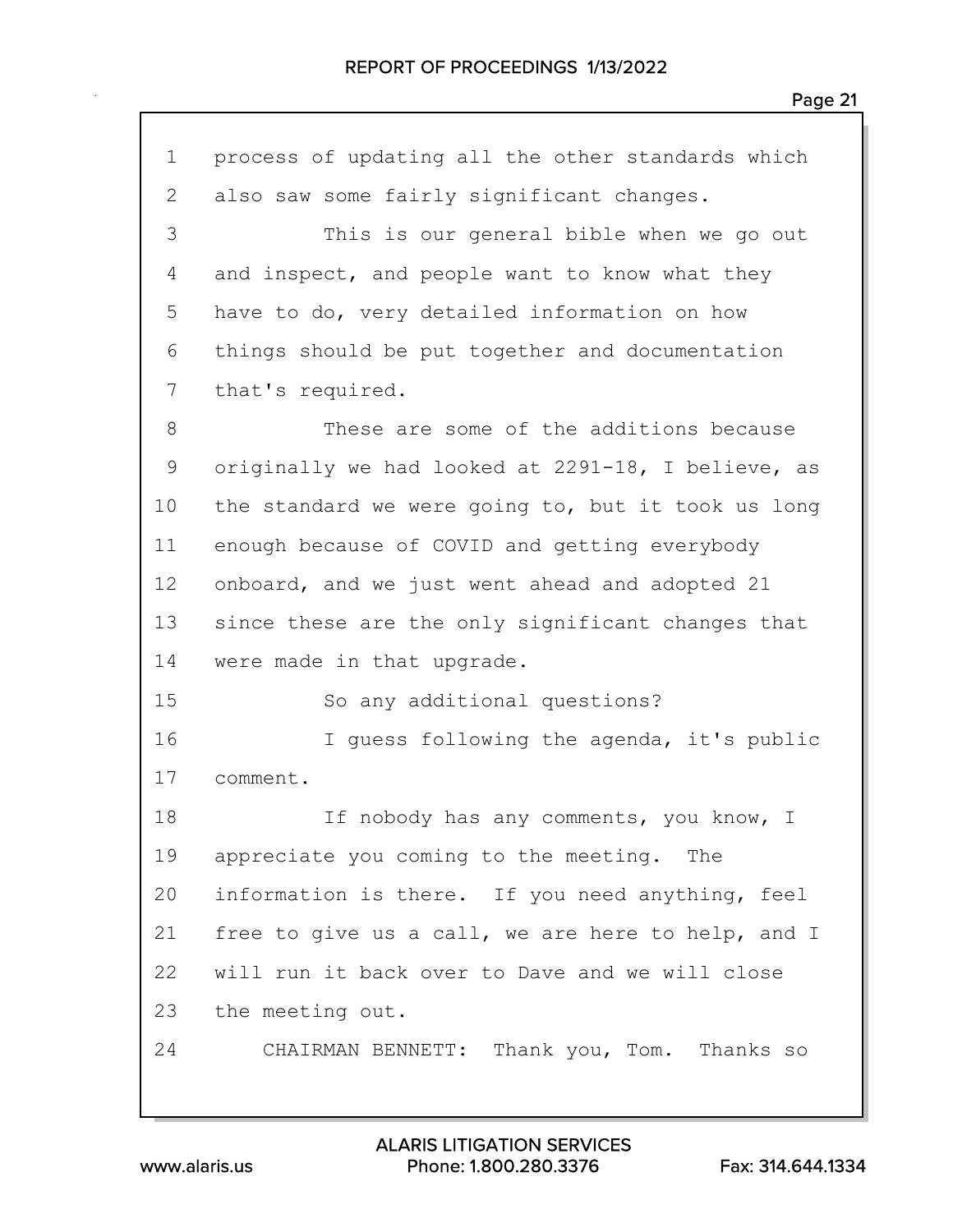process of updating all the other standards which also saw some fairly significant changes.

This is our general bible when we go out and inspect, and people want to know what they have to do, very detailed information on how things should be put together and documentation that's required.

These are some of the additions because originally we had looked at 2291-18, I believe, as the standard we were going to, but it took us long enough because of COVID and getting everybody onboard, and we just went ahead and adopted 21 since these are the only significant changes that were made in that upgrade.

So any additional questions?

I guess following the agenda, it's public comment.

If nobody has any comments, you know, I appreciate you coming to the meeting. The information is there. If you need anything, feel free to give us a call, we are here to help, and I will run it back over to Dave and we will close the meeting out.

CHAIRMAN BENNETT: Thank you, Tom. Thanks so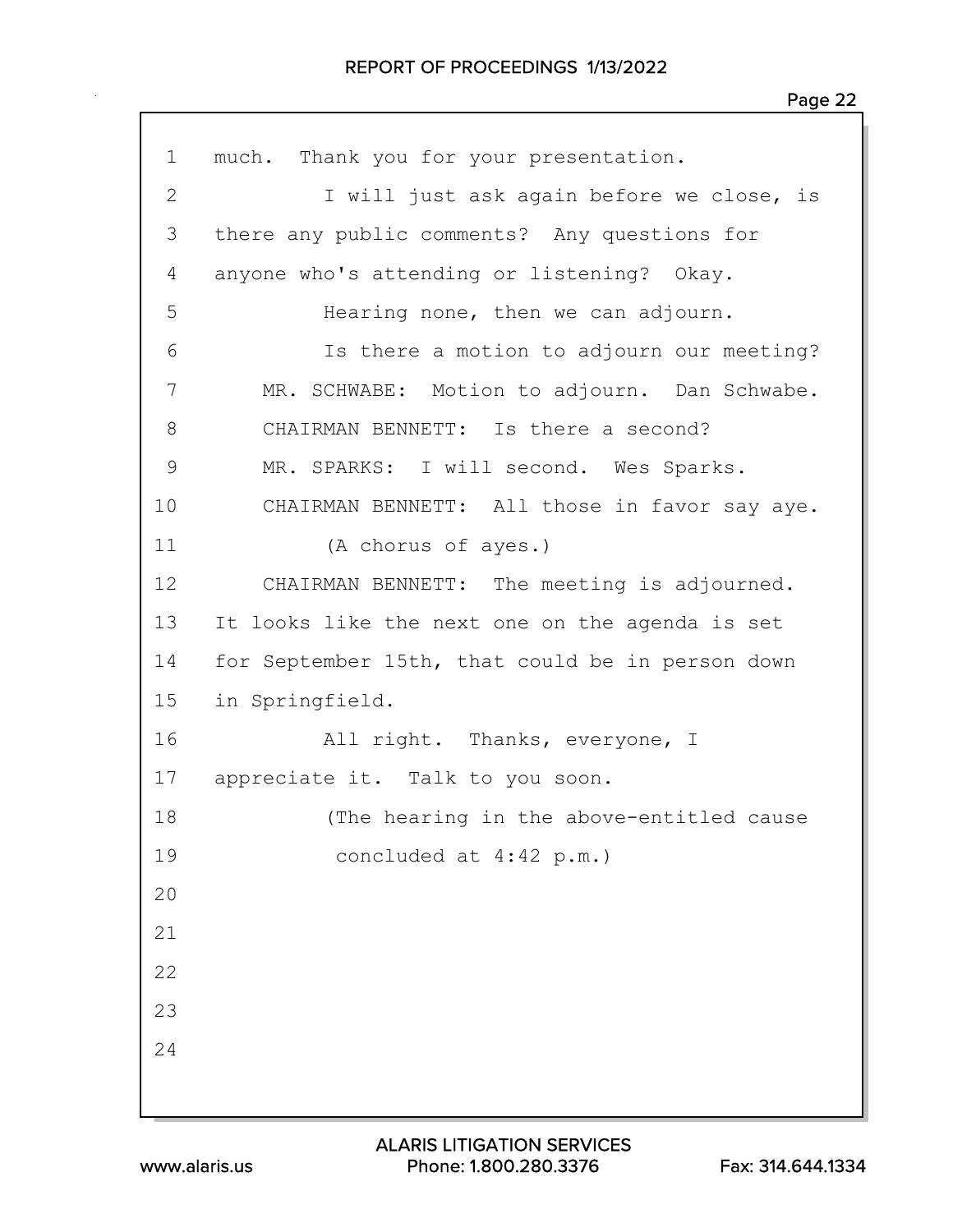much. Thank you for your presentation.

I will just ask again before we close, is there any public comments? Any questions for anyone who's attending or listening? Okay.

Hearing none, then we can adjourn.

Is there a motion to adjourn our meeting?

MR. SCHWABE: Motion to adjourn. Dan Schwabe.

CHAIRMAN BENNETT: Is there a second?

MR. SPARKS: I will second. Wes Sparks.

CHAIRMAN BENNETT: All those in favor say aye.

(A chorus of ayes.)

CHAIRMAN BENNETT: The meeting is adjourned. It looks like the next one on the agenda is set for September 15th, that could be in person down in Springfield.

All right. Thanks, everyone, I appreciate it. Talk to you soon.

(The hearing in the above-entitled cause concluded at 4:42 p.m.)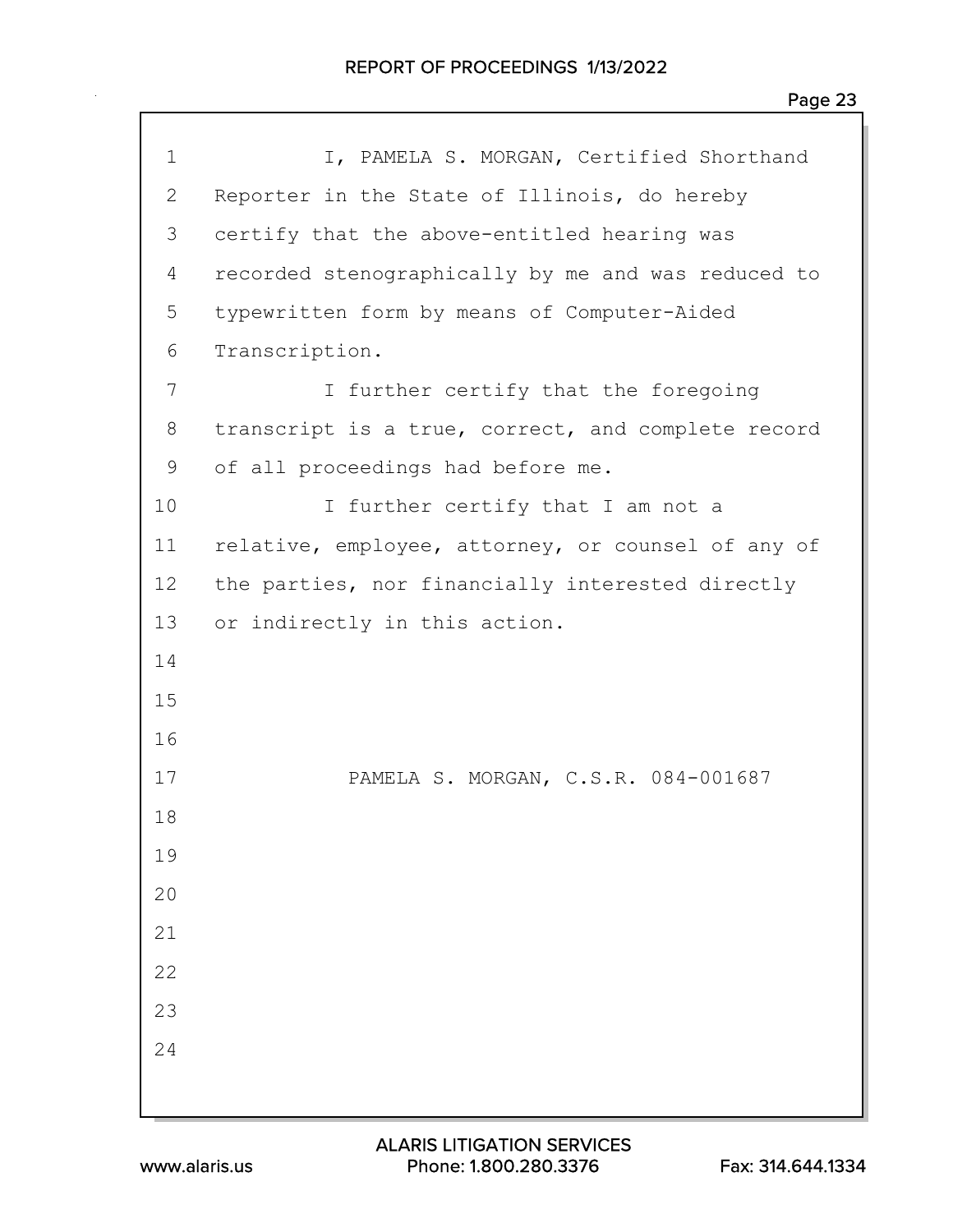I, PAMELA S. MORGAN, Certified Shorthand Reporter in the State of Illinois, do hereby certify that the above-entitled hearing was recorded stenographically by me and was reduced to typewritten form by means of Computer-Aided Transcription.

I further certify that the foregoing transcript is a true, correct, and complete record of all proceedings had before me.

I further certify that I am not a relative, employee, attorney, or counsel of any of the parties, nor financially interested directly or indirectly in this action.

PAMELA S. MORGAN, C.S.R. 084-001687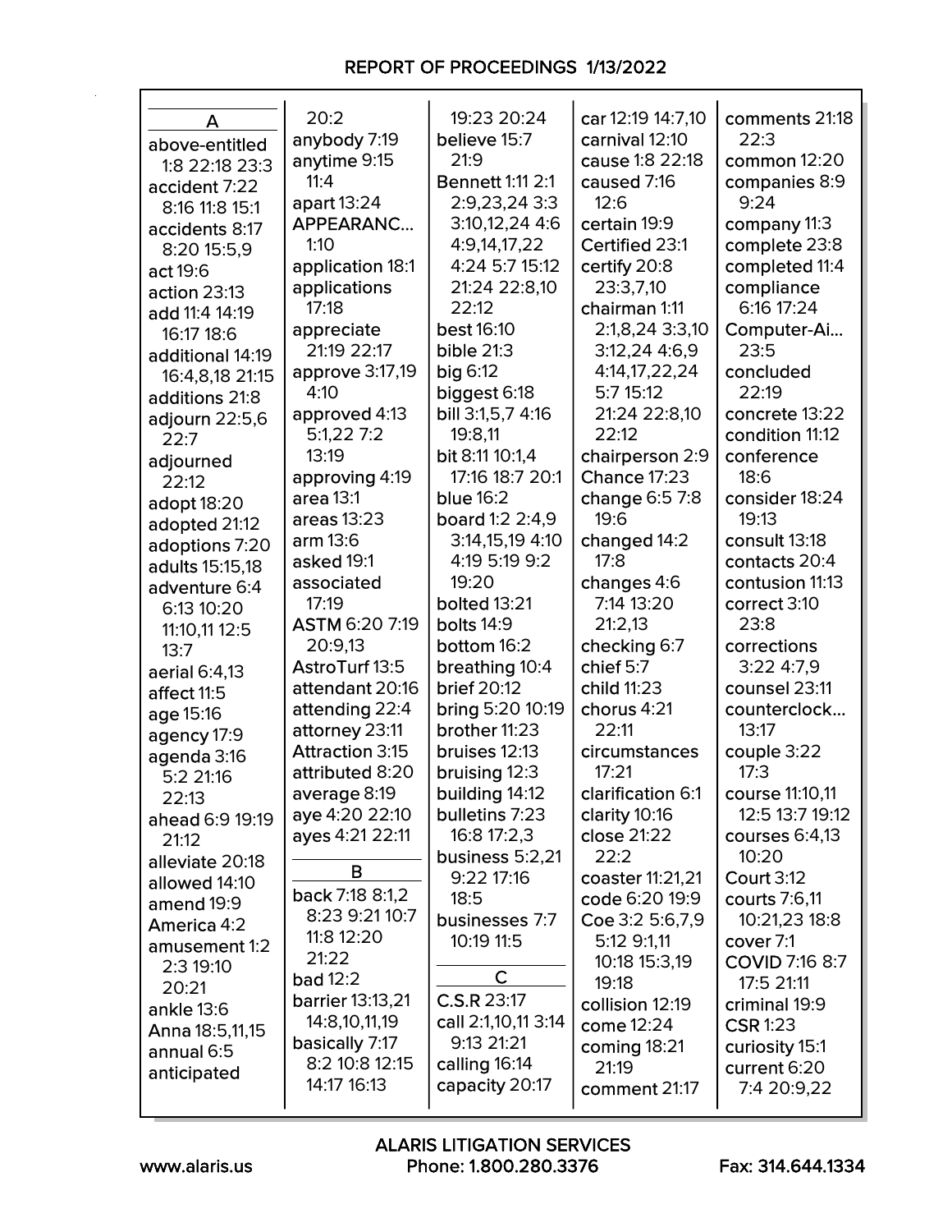## A

above-entitled 1:8 22:18 23:3
accident 7:22 8:16 11:8 15:1
accidents 8:17 8:20 15:5,9
act 19:6
action 23:13
add 11:4 14:19 16:17 18:6
additional 14:19 16:4,8,18 21:15
additions 21:8
adjourn 22:5,6 22:7
adjourned 22:12
adopt 18:20
adopted 21:12
adoptions 7:20
adults 15:15,18
adventure 6:4 6:13 10:20 11:10,11 12:5 13:7
aerial 6:4,13
affect 11:5
age 15:16
agency 17:9
agenda 3:16 5:2 21:16 22:13
ahead 6:9 19:19 21:12
alleviate 20:18
allowed 14:10
amend 19:9
America 4:2
amusement 1:2 2:3 19:10 20:21
ankle 13:6
Anna 18:5,11,15
annual 6:5
anticipated 20:2
anybody 7:19
anytime 9:15 11:4
apart 13:24
APPEARANC... 1:10
application 18:1
applications 17:18
appreciate 21:19 22:17
approve 3:17,19 4:10
approved 4:13 5:1,22 7:2 13:19
approving 4:19
area 13:1
areas 13:23
arm 13:6
asked 19:1
associated 17:19
ASTM 6:20 7:19 20:9,13
AstroTurf 13:5
attendant 20:16
attending 22:4
attorney 23:11
Attraction 3:15
attributed 8:20
average 8:19
aye 4:20 22:10
ayes 4:21 22:11

## B

back 7:18 8:1,2 8:23 9:21 10:7 11:8 12:20 21:22
bad 12:2
barrier 13:13,21 14:8,10,11,19
basically 7:17 8:2 10:8 12:15 14:17 16:13 19:23 20:24
believe 15:7 21:9
Bennett 1:11 2:1 2:9,23,24 3:3 3:10,12,24 4:6 4:9,14,17,22 4:24 5:7 15:12 21:24 22:8,10 22:12
best 16:10
bible 21:3
big 6:12
biggest 6:18
bill 3:1,5,7 4:16 19:8,11
bit 8:11 10:1,4 17:16 18:7 20:1
blue 16:2
board 1:2 2:4,9 3:14,15,19 4:10 4:19 5:19 9:2 19:20
bolted 13:21
bolts 14:9
bottom 16:2
breathing 10:4
brief 20:12
bring 5:20 10:19
brother 11:23
bruises 12:13
bruising 12:3
building 14:12
bulletins 7:23 16:8 17:2,3
business 5:2,21 9:22 17:16 18:5
businesses 7:7 10:19 11:5

## C

C.S.R 23:17
call 2:1,10,11 3:14 9:13 21:21
calling 16:14
capacity 20:17
car 12:19 14:7,10
carnival 12:10
cause 1:8 22:18
caused 7:16 12:6
certain 19:9
Certified 23:1
certify 20:8 23:3,7,10
chairman 1:11 2:1,8,24 3:3,10 3:12,24 4:6,9 4:14,17,22,24 5:7 15:12 21:24 22:8,10 22:12
chairperson 2:9
Chance 17:23
change 6:5 7:8 19:6
changed 14:2 17:8
changes 4:6 7:14 13:20 21:2,13
checking 6:7
chief 5:7
child 11:23
chorus 4:21 22:11
circumstances 17:21
clarification 6:1
clarity 10:16
close 21:22 22:2
coaster 11:21,21
code 6:20 19:9
Coe 3:2 5:6,7,9 5:12 9:1,11 10:18 15:3,19 19:18
collision 12:19
come 12:24
coming 18:21 21:19
comment 21:17
comments 21:18 22:3
common 12:20
companies 8:9 9:24
company 11:3
complete 23:8
completed 11:4
compliance 6:16 17:24
Computer-Ai... 23:5
concluded 22:19
concrete 13:22
condition 11:12
conference 18:6
consider 18:24 19:13
consult 13:18
contacts 20:4
contusion 11:13
correct 3:10 23:8
corrections 3:22 4:7,9
counsel 23:11
counterclock... 13:17
couple 3:22 17:3
course 11:10,11 12:5 13:7 19:12
courses 6:4,13 10:20
Court 3:12
courts 7:6,11 10:21,23 18:8
cover 7:1
COVID 7:16 8:7 17:5 21:11
criminal 19:9
CSR 1:23
curiosity 15:1
current 6:20 7:4 20:9,22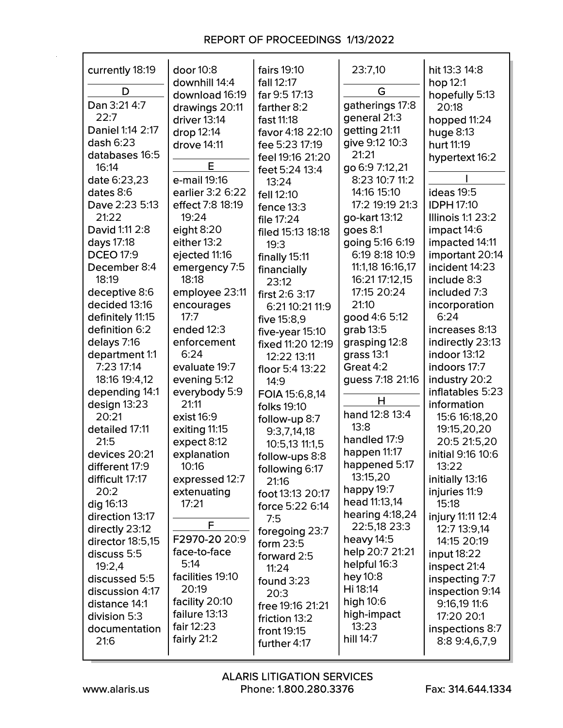currently 18:19

**D**

Dan 3:21 4:7 22:7
Daniel 1:14 2:17
dash 6:23
databases 16:5 16:14
date 6:23,23
dates 8:6
Dave 2:23 5:13 21:22
David 1:11 2:8
days 17:18
DCEO 17:9
December 8:4 18:19
deceptive 8:6
decided 13:16
definitely 11:15
definition 6:2
delays 7:16
department 1:1 7:23 17:14 18:16 19:4,12
depending 14:1
design 13:23 20:21
detailed 17:11 21:5
devices 20:21
different 17:9
difficult 17:17 20:2
dig 16:13
direction 13:17
directly 23:12
director 18:5,15
discuss 5:5 19:2,4
discussed 5:5
discussion 4:17
distance 14:1
division 5:3
documentation 21:6
door 10:8
downhill 14:4
download 16:19
drawings 20:11
driver 13:14
drop 12:14
drove 14:11

**E**

e-mail 19:16
earlier 3:2 6:22
effect 7:8 18:19 19:24
eight 8:20
either 13:2
ejected 11:16
emergency 7:5 18:18
employee 23:11
encourages 17:7
ended 12:3
enforcement 6:24
evaluate 19:7
evening 5:12
everybody 5:9 21:11
exist 16:9
exiting 11:15
expect 8:12
explanation 10:16
expressed 12:7
extenuating 17:21

**F**

F2970-20 20:9
face-to-face 5:14
facilities 19:10 20:19
facility 20:10
failure 13:13
fair 12:23
fairly 21:2
fairs 19:10
fall 12:17
far 9:5 17:13
farther 8:2
fast 11:18
favor 4:18 22:10
fee 5:23 17:19
feel 19:16 21:20
feet 5:24 13:4 13:24
fell 12:10
fence 13:3
file 17:24
filed 15:13 18:18 19:3
finally 15:11
financially 23:12
first 2:6 3:17 6:21 10:21 11:9
five 15:8,9
five-year 15:10
fixed 11:20 12:19 12:22 13:11
floor 5:4 13:22 14:9
FOIA 15:6,8,14
folks 19:10
follow-up 8:7 9:3,7,14,18 10:5,13 11:1,5
follow-ups 8:8
following 6:17 21:16
foot 13:13 20:17
force 5:22 6:14 7:5
foregoing 23:7
form 23:5
forward 2:5 11:24
found 3:23 20:3
free 19:16 21:21
friction 13:2
front 19:15
further 4:17
23:7,10

**G**

gatherings 17:8
general 21:3
getting 21:11
give 9:12 10:3 21:21
go 6:9 7:12,21 8:23 10:7 11:2 14:16 15:10 17:2 19:19 21:3
go-kart 13:12
goes 8:1
going 5:16 6:19 6:19 8:18 10:9 11:1,18 16:16,17 16:21 17:12,15 17:15 20:24 21:10
good 4:6 5:12
grab 13:5
grasping 12:8
grass 13:1
Great 4:2
guess 7:18 21:16

**H**

hand 12:8 13:4 13:8
handled 17:9
happen 11:17
happened 5:17 13:15,20
happy 19:7
head 11:13,14
hearing 4:18,24 22:5,18 23:3
heavy 14:5
help 20:7 21:21
helpful 16:3
hey 10:8
Hi 18:14
high 10:6
high-impact 13:23
hill 14:7
hit 13:3 14:8
hop 12:1
hopefully 5:13 20:18
hopped 11:24
huge 8:13
hurt 11:19
hypertext 16:2

**I**

ideas 19:5
IDPH 17:10
Illinois 1:1 23:2
impact 14:6
impacted 14:11
important 20:14
incident 14:23
include 8:3
included 7:3
incorporation 6:24
increases 8:13
indirectly 23:13
indoor 13:12
indoors 17:7
industry 20:2
inflatables 5:23
information 15:6 16:18,20 19:15,20,20 20:5 21:5,20
initial 9:16 10:6 13:22
initially 13:16
injuries 11:9 15:18
injury 11:11 12:4 12:7 13:9,14 14:15 20:19
input 18:22
inspect 21:4
inspecting 7:7
inspection 9:14 9:16,19 11:6 17:20 20:1
inspections 8:7 8:8 9:4,6,7,9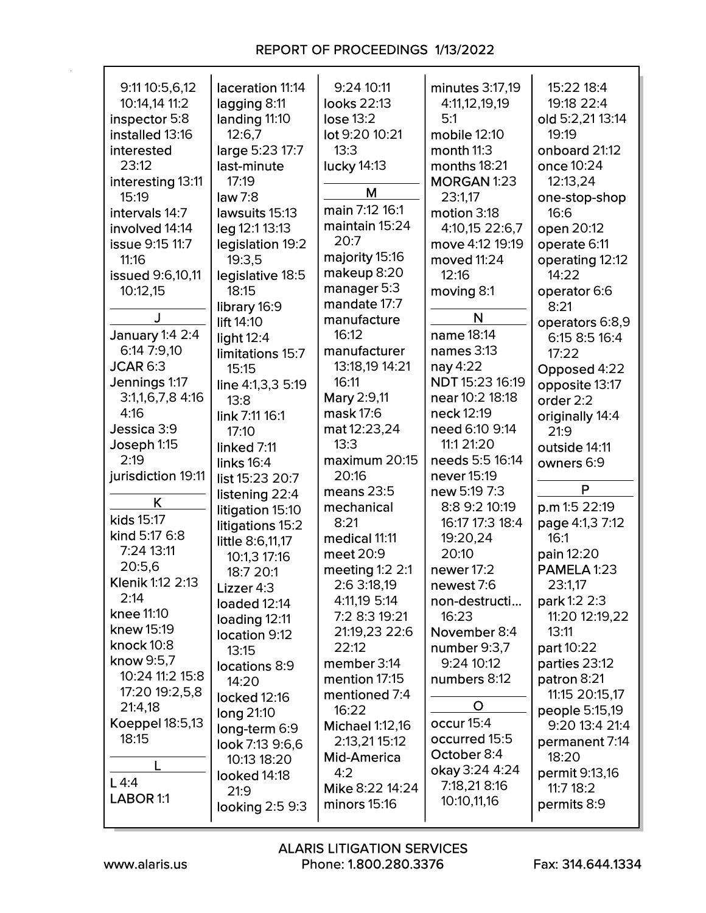9:11 10:5,6,12 10:14,14 11:2
inspector 5:8
installed 13:16
interested 23:12
interesting 13:11 15:19
intervals 14:7
involved 14:14
issue 9:15 11:7 11:16
issued 9:6,10,11 10:12,15

**J**

January 1:4 2:4 6:14 7:9,10
JCAR 6:3
Jennings 1:17 3:1,1,6,7,8 4:16 4:16
Jessica 3:9
Joseph 1:15 2:19
jurisdiction 19:11

**K**

kids 15:17
kind 5:17 6:8 7:24 13:11 20:5,6
Klenik 1:12 2:13 2:14
knee 11:10
knew 15:19
knock 10:8
know 9:5,7 10:24 11:2 15:8 17:20 19:2,5,8 21:4,18
Koeppel 18:5,13 18:15

**L**

L 4:4
LABOR 1:1
laceration 11:14
lagging 8:11
landing 11:10 12:6,7
large 5:23 17:7
last-minute 17:19
law 7:8
lawsuits 15:13
leg 12:1 13:13
legislation 19:2 19:3,5
legislative 18:5 18:15
library 16:9
lift 14:10
light 12:4
limitations 15:7 15:15
line 4:1,3,3 5:19 13:8
link 7:11 16:1 17:10
linked 7:11
links 16:4
list 15:23 20:7
listening 22:4
litigation 15:10
litigations 15:2
little 8:6,11,17 10:1,3 17:16 18:7 20:1
Lizzer 4:3
loaded 12:14
loading 12:11
location 9:12 13:15
locations 8:9 14:20
locked 12:16
long 21:10
long-term 6:9
look 7:13 9:6,6 10:13 18:20
looked 14:18 21:9
looking 2:5 9:3
9:24 10:11
looks 22:13
lose 13:2
lot 9:20 10:21 13:3
lucky 14:13

**M**

main 7:12 16:1
maintain 15:24 20:7
majority 15:16
makeup 8:20
manager 5:3
mandate 17:7
manufacture 16:12
manufacturer 13:18,19 14:21 16:11
Mary 2:9,11
mask 17:6
mat 12:23,24 13:3
maximum 20:15 20:16
means 23:5
mechanical 8:21
medical 11:11
meet 20:9
meeting 1:2 2:1 2:6 3:18,19 4:11,19 5:14 7:2 8:3 19:21 21:19,23 22:6 22:12
member 3:14
mention 17:15
mentioned 7:4 16:22
Michael 1:12,16 2:13,21 15:12
Mid-America 4:2
Mike 8:22 14:24
minors 15:16
minutes 3:17,19 4:11,12,19,19 5:1
mobile 12:10
month 11:3
months 18:21
MORGAN 1:23 23:1,17
motion 3:18 4:10,15 22:6,7
move 4:12 19:19
moved 11:24 12:16
moving 8:1

**N**

name 18:14
names 3:13
nay 4:22
NDT 15:23 16:19
near 10:2 18:18
neck 12:19
need 6:10 9:14 11:1 21:20
needs 5:5 16:14
never 15:19
new 5:19 7:3 8:8 9:2 10:19 16:17 17:3 18:4 19:20,24 20:10
newer 17:2
newest 7:6
non-destructi... 16:23
November 8:4
number 9:3,7 9:24 10:12
numbers 8:12

**O**

occur 15:4
occurred 15:5
October 8:4
okay 3:24 4:24 7:18,21 8:16 10:10,11,16
15:22 18:4 19:18 22:4
old 5:2,21 13:14 19:19
onboard 21:12
once 10:24 12:13,24
one-stop-shop 16:6
open 20:12
operate 6:11
operating 12:12 14:22
operator 6:6 8:21
operators 6:8,9 6:15 8:5 16:4 17:22
Opposed 4:22
opposite 13:17
order 2:2
originally 14:4 21:9
outside 14:11
owners 6:9

**P**

p.m 1:5 22:19
page 4:1,3 7:12 16:1
pain 12:20
PAMELA 1:23 23:1,17
park 1:2 2:3 11:20 12:19,22 13:11
part 10:22
parties 23:12
patron 8:21 11:15 20:15,17
people 5:15,19 9:20 13:4 21:4
permanent 7:14 18:20
permit 9:13,16 11:7 18:2
permits 8:9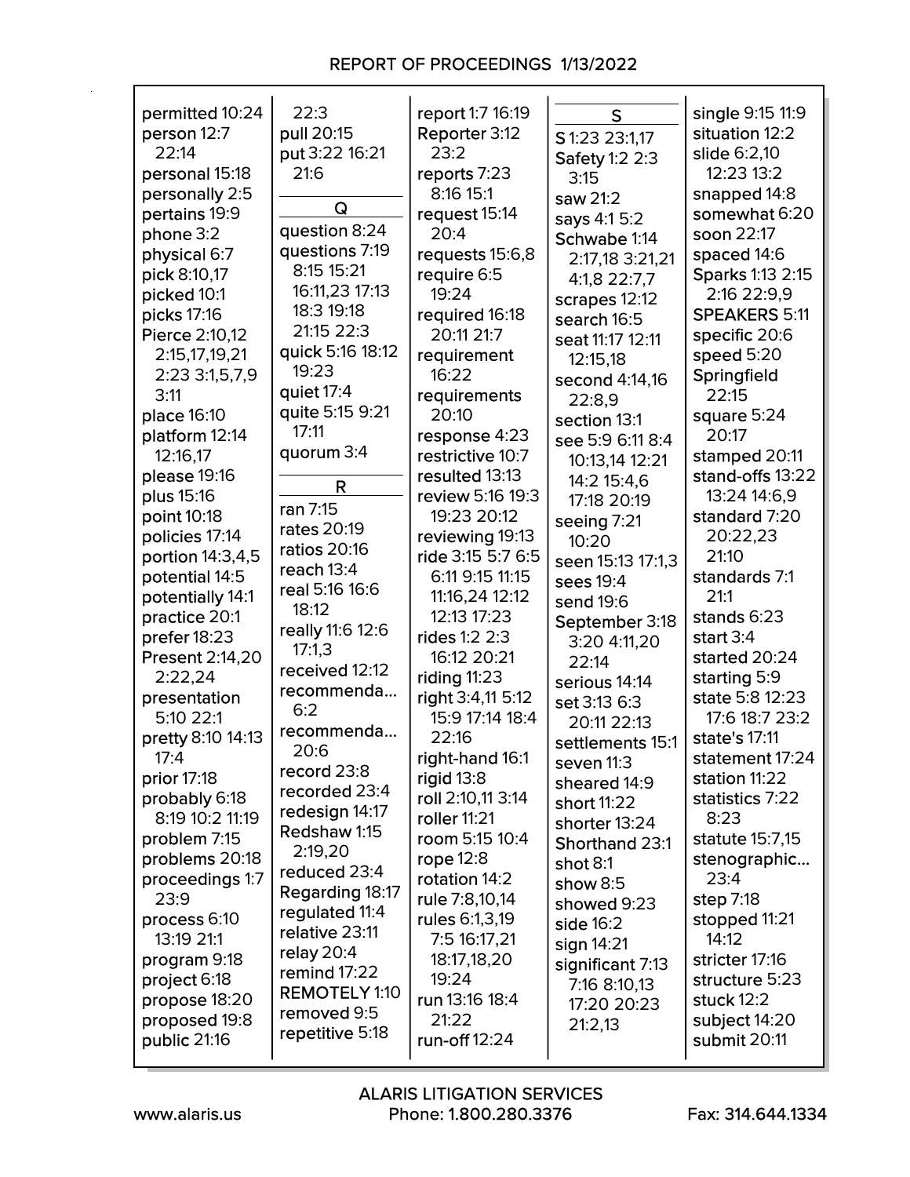permitted 10:24
person 12:7 22:14
personal 15:18
personally 2:5
pertains 19:9
phone 3:2
physical 6:7
pick 8:10,17
picked 10:1
picks 17:16
Pierce 2:10,12 2:15,17,19,21 2:23 3:1,5,7,9 3:11
place 16:10
platform 12:14 12:16,17
please 19:16
plus 15:16
point 10:18
policies 17:14
portion 14:3,4,5
potential 14:5
potentially 14:1
practice 20:1
prefer 18:23
Present 2:14,20 2:22,24
presentation 5:10 22:1
pretty 8:10 14:13 17:4
prior 17:18
probably 6:18 8:19 10:2 11:19
problem 7:15
problems 20:18
proceedings 1:7 23:9
process 6:10 13:19 21:1
program 9:18
project 6:18
propose 18:20
proposed 19:8
public 21:16
pull 20:15
put 3:22 16:21 21:6

## Q

question 8:24
questions 7:19 8:15 15:21 16:11,23 17:13 18:3 19:18 21:15 22:3
quick 5:16 18:12 19:23
quiet 17:4
quite 5:15 9:21 17:11
quorum 3:4

## R

ran 7:15
rates 20:19
ratios 20:16
reach 13:4
real 5:16 16:6 18:12
really 11:6 12:6 17:1,3
received 12:12
recommenda... 6:2
recommenda... 20:6
record 23:8
recorded 23:4
redesign 14:17
Redshaw 1:15 2:19,20
reduced 23:4
Regarding 18:17
regulated 11:4
relative 23:11
relay 20:4
remind 17:22
REMOTELY 1:10
removed 9:5
repetitive 5:18
report 1:7 16:19
Reporter 3:12 23:2
reports 7:23 8:16 15:1
request 15:14 20:4
requests 15:6,8
require 6:5 19:24
required 16:18 20:11 21:7
requirement 16:22
requirements 20:10
response 4:23
restrictive 10:7
resulted 13:13
review 5:16 19:3 19:23 20:12
reviewing 19:13
ride 3:15 5:7 6:5 6:11 9:15 11:15 11:16,24 12:12 12:13 17:23
rides 1:2 2:3 16:12 20:21
riding 11:23
right 3:4,11 5:12 15:9 17:14 18:4 22:16
right-hand 16:1
rigid 13:8
roll 2:10,11 3:14
roller 11:21
room 5:15 10:4
rope 12:8
rotation 14:2
rule 7:8,10,14
rules 6:1,3,19 7:5 16:17,21 18:17,18,20 19:24
run 13:16 18:4 21:22
run-off 12:24

## S

S 1:23 23:1,17
Safety 1:2 2:3 3:15
saw 21:2
says 4:1 5:2
Schwabe 1:14 2:17,18 3:21,21 4:1,8 22:7,7
scrapes 12:12
search 16:5
seat 11:17 12:11 12:15,18
second 4:14,16 22:8,9
section 13:1
see 5:9 6:11 8:4 10:13,14 12:21 14:2 15:4,6 17:18 20:19
seeing 7:21 10:20
seen 15:13 17:1,3
sees 19:4
send 19:6
September 3:18 3:20 4:11,20 22:14
serious 14:14
set 3:13 6:3 20:11 22:13
settlements 15:1
seven 11:3
sheared 14:9
short 11:22
shorter 13:24
Shorthand 23:1
shot 8:1
show 8:5
showed 9:23
side 16:2
sign 14:21
significant 7:13 7:16 8:10,13 17:20 20:23 21:2,13
single 9:15 11:9
situation 12:2
slide 6:2,10 12:23 13:2
snapped 14:8
somewhat 6:20
soon 22:17
spaced 14:6
Sparks 1:13 2:15 2:16 22:9,9
SPEAKERS 5:11
specific 20:6
speed 5:20
Springfield 22:15
square 5:24 20:17
stamped 20:11
stand-offs 13:22 13:24 14:6,9
standard 7:20 20:22,23 21:10
standards 7:1 21:1
stands 6:23
start 3:4
started 20:24
starting 5:9
state 5:8 12:23 17:6 18:7 23:2
state's 17:11
statement 17:24
station 11:22
statistics 7:22 8:23
statute 15:7,15
stenographic... 23:4
step 7:18
stopped 11:21 14:12
stricter 17:16
structure 5:23
stuck 12:2
subject 14:20
submit 20:11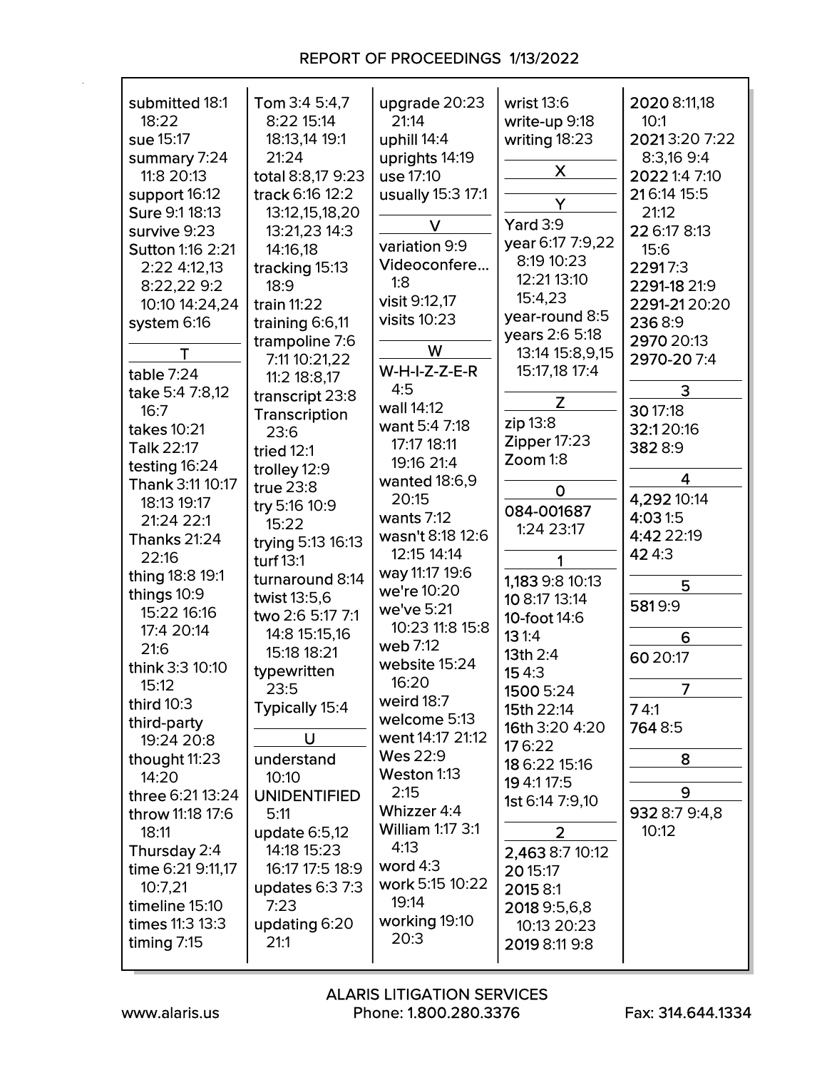submitted 18:1 18:22
sue 15:17
summary 7:24 11:8 20:13
support 16:12
Sure 9:1 18:13
survive 9:23
Sutton 1:16 2:21 2:22 4:12,13 8:22,22 9:2 10:10 14:24,24
system 6:16

**T**

table 7:24
take 5:4 7:8,12 16:7
takes 10:21
Talk 22:17
testing 16:24
Thank 3:11 10:17 18:13 19:17 21:24 22:1
Thanks 21:24 22:16
thing 18:8 19:1
things 10:9 15:22 16:16 17:4 20:14 21:6
think 3:3 10:10 15:12
third 10:3
third-party 19:24 20:8
thought 11:23 14:20
three 6:21 13:24
throw 11:18 17:6 18:11
Thursday 2:4
time 6:21 9:11,17 10:7,21
timeline 15:10
times 11:3 13:3
timing 7:15
Tom 3:4 5:4,7 8:22 15:14 18:13,14 19:1 21:24
total 8:8,17 9:23
track 6:16 12:2 13:12,15,18,20 13:21,23 14:3 14:16,18
tracking 15:13 18:9
train 11:22
training 6:6,11
trampoline 7:6 7:11 10:21,22 11:2 18:8,17
transcript 23:8
Transcription 23:6
tried 12:1
trolley 12:9
true 23:8
try 5:16 10:9 15:22
trying 5:13 16:13
turf 13:1
turnaround 8:14
twist 13:5,6
two 2:6 5:17 7:1 14:8 15:15,16 15:18 18:21
typewritten 23:5
Typically 15:4

**U**

understand 10:10
UNIDENTIFIED 5:11
update 6:5,12 14:18 15:23 16:17 17:5 18:9
updates 6:3 7:3 7:23
updating 6:20 21:1
upgrade 20:23 21:14
uphill 14:4
uprights 14:19
use 17:10
usually 15:3 17:1

**V**

variation 9:9
Videoconfere... 1:8
visit 9:12,17
visits 10:23

**W**

W-H-I-Z-Z-E-R 4:5
wall 14:12
want 5:4 7:18 17:17 18:11 19:16 21:4
wanted 18:6,9 20:15
wants 7:12
wasn't 8:18 12:6 12:15 14:14
way 11:17 19:6
we're 10:20
we've 5:21 10:23 11:8 15:8
web 7:12
website 15:24 16:20
weird 18:7
welcome 5:13
went 14:17 21:12
Wes 22:9
Weston 1:13 2:15
Whizzer 4:4
William 1:17 3:1 4:13
word 4:3
work 5:15 10:22 19:14
working 19:10 20:3
wrist 13:6
write-up 9:18
writing 18:23

**X**

**Y**

Yard 3:9
year 6:17 7:9,22 8:19 10:23 12:21 13:10 15:4,23
year-round 8:5
years 2:6 5:18 13:14 15:8,9,15 15:17,18 17:4

**Z**

zip 13:8
Zipper 17:23
Zoom 1:8

**0**

084-001687 1:24 23:17

**1**

1,183 9:8 10:13
10 8:17 13:14
10-foot 14:6
13 1:4
13th 2:4
15 4:3
1500 5:24
15th 22:14
16th 3:20 4:20
17 6:22
18 6:22 15:16
19 4:1 17:5
1st 6:14 7:9,10

**2**

2,463 8:7 10:12
20 15:17
2015 8:1
2018 9:5,6,8 10:13 20:23
2019 8:11 9:8
2020 8:11,18 10:1
2021 3:20 7:22 8:3,16 9:4
2022 1:4 7:10
21 6:14 15:5 21:12
22 6:17 8:13 15:6
2291 7:3
2291-18 21:9
2291-21 20:20
236 8:9
2970 20:13
2970-20 7:4

**3**

30 17:18
32:1 20:16
382 8:9

**4**

4,292 10:14
4:03 1:5
4:42 22:19
42 4:3

**5**

581 9:9

**6**

60 20:17

**7**

7 4:1
764 8:5

**8**

**9**

932 8:7 9:4,8 10:12